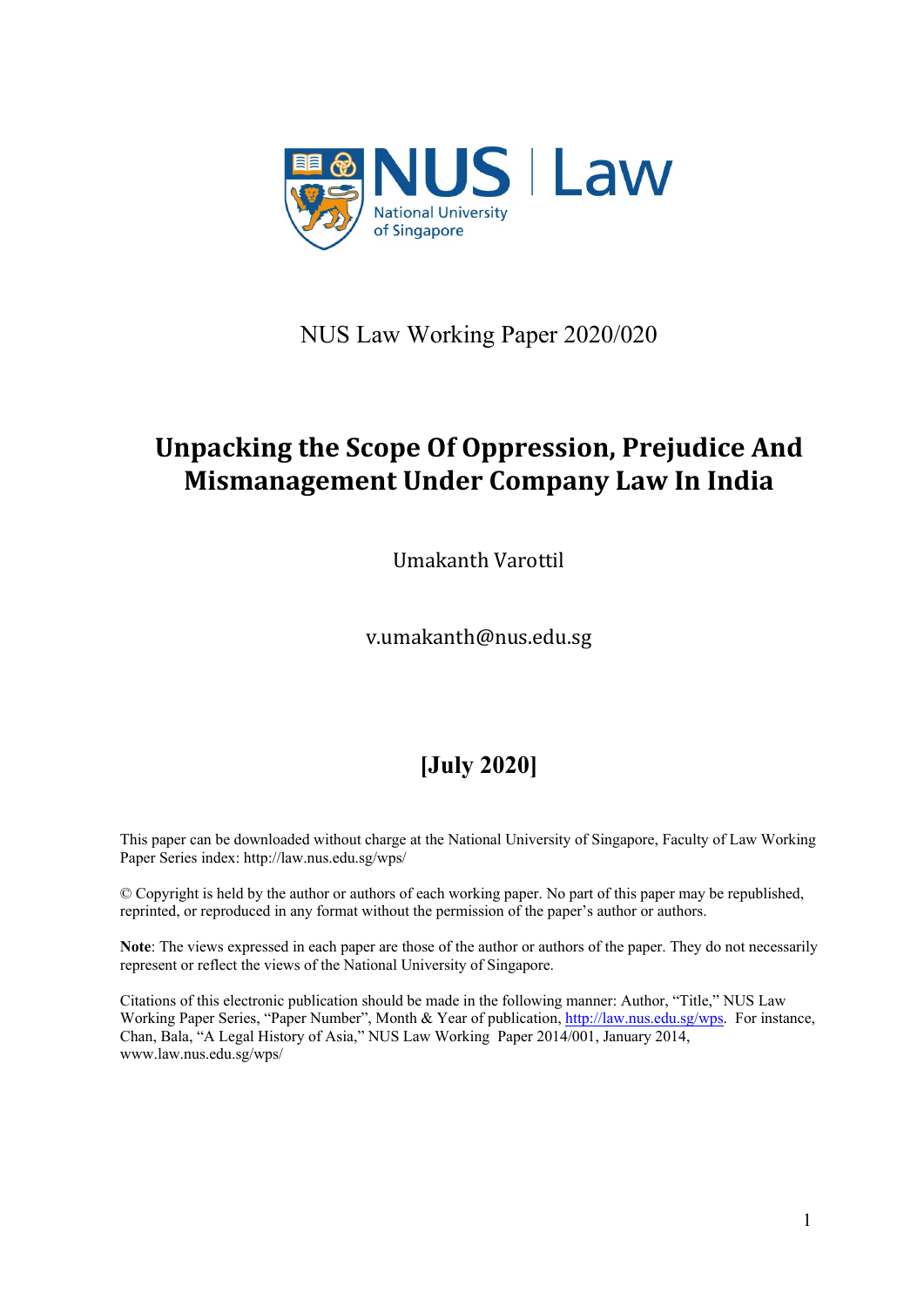NUS Law Working Paper 2020/020

# Unpacking the Scope Of Oppression, Prejudice And Mismanagement Under Company Law In India

Umakanth Varottil

v.umakanth@nus.edu.sg

**[July 2020]**

This paper can be downloaded without charge at the National University of Singapore, Faculty of Law Working Paper Series index: http://law.nus.edu.sg/wps/

© Copyright is held by the author or authors of each working paper. No part of this paper may be republished, reprinted, or reproduced in any format without the permission of the paper's author or authors.

**Note**: The views expressed in each paper are those of the author or authors of the paper. They do not necessarily represent or reflect the views of the National University of Singapore.

Citations of this electronic publication should be made in the following manner: Author, "Title," NUS Law Working Paper Series, "Paper Number", Month & Year of publication, http://law.nus.edu.sg/wps. For instance, Chan, Bala, "A Legal History of Asia," NUS Law Working Paper 2014/001, January 2014, www.law.nus.edu.sg/wps/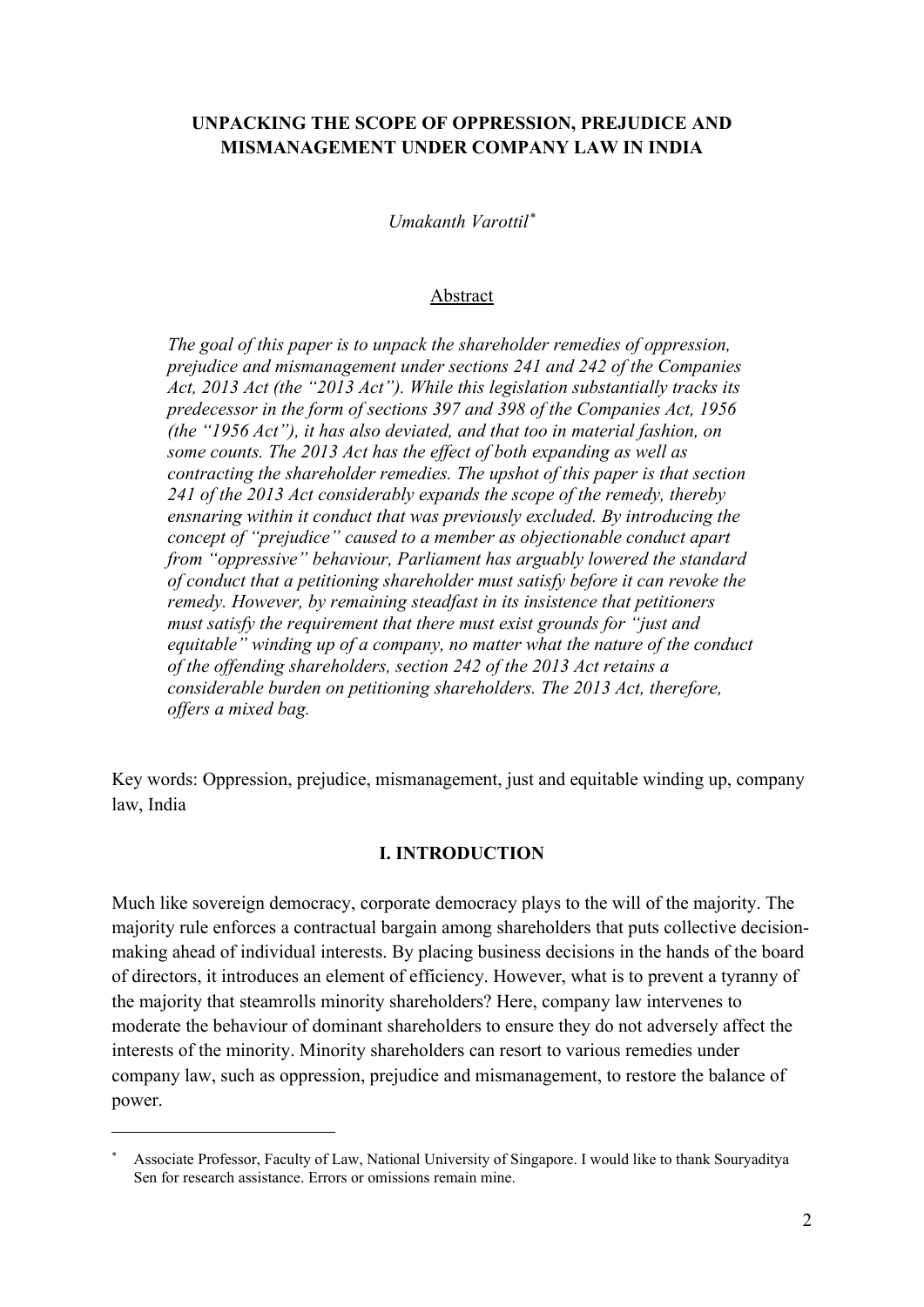# UNPACKING THE SCOPE OF OPPRESSION, PREJUDICE AND MISMANAGEMENT UNDER COMPANY LAW IN INDIA

*Umakanth Varottil*[*]

## Abstract

*The goal of this paper is to unpack the shareholder remedies of oppression, prejudice and mismanagement under sections 241 and 242 of the Companies Act, 2013 Act (the "2013 Act"). While this legislation substantially tracks its predecessor in the form of sections 397 and 398 of the Companies Act, 1956 (the "1956 Act"), it has also deviated, and that too in material fashion, on some counts. The 2013 Act has the effect of both expanding as well as contracting the shareholder remedies. The upshot of this paper is that section 241 of the 2013 Act considerably expands the scope of the remedy, thereby ensnaring within it conduct that was previously excluded. By introducing the concept of "prejudice" caused to a member as objectionable conduct apart from "oppressive" behaviour, Parliament has arguably lowered the standard of conduct that a petitioning shareholder must satisfy before it can revoke the remedy. However, by remaining steadfast in its insistence that petitioners must satisfy the requirement that there must exist grounds for "just and equitable" winding up of a company, no matter what the nature of the conduct of the offending shareholders, section 242 of the 2013 Act retains a considerable burden on petitioning shareholders. The 2013 Act, therefore, offers a mixed bag.*

Key words: Oppression, prejudice, mismanagement, just and equitable winding up, company law, India

## I. INTRODUCTION

Much like sovereign democracy, corporate democracy plays to the will of the majority. The majority rule enforces a contractual bargain among shareholders that puts collective decision-making ahead of individual interests. By placing business decisions in the hands of the board of directors, it introduces an element of efficiency. However, what is to prevent a tyranny of the majority that steamrolls minority shareholders? Here, company law intervenes to moderate the behaviour of dominant shareholders to ensure they do not adversely affect the interests of the minority. Minority shareholders can resort to various remedies under company law, such as oppression, prejudice and mismanagement, to restore the balance of power.

---

[*] Associate Professor, Faculty of Law, National University of Singapore. I would like to thank Souryaditya Sen for research assistance. Errors or omissions remain mine.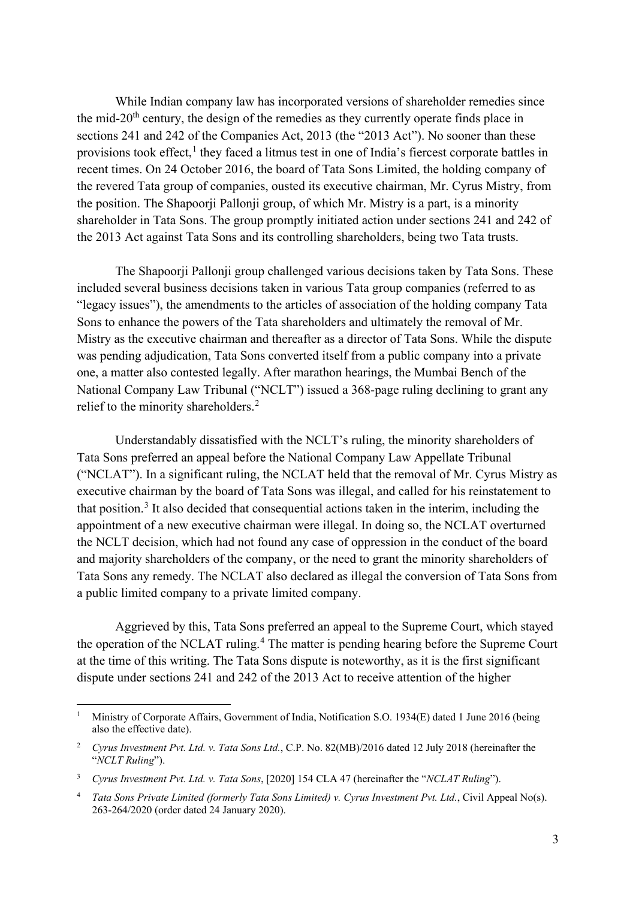While Indian company law has incorporated versions of shareholder remedies since the mid-20th century, the design of the remedies as they currently operate finds place in sections 241 and 242 of the Companies Act, 2013 (the "2013 Act"). No sooner than these provisions took effect,[1] they faced a litmus test in one of India's fiercest corporate battles in recent times. On 24 October 2016, the board of Tata Sons Limited, the holding company of the revered Tata group of companies, ousted its executive chairman, Mr. Cyrus Mistry, from the position. The Shapoorji Pallonji group, of which Mr. Mistry is a part, is a minority shareholder in Tata Sons. The group promptly initiated action under sections 241 and 242 of the 2013 Act against Tata Sons and its controlling shareholders, being two Tata trusts.

The Shapoorji Pallonji group challenged various decisions taken by Tata Sons. These included several business decisions taken in various Tata group companies (referred to as "legacy issues"), the amendments to the articles of association of the holding company Tata Sons to enhance the powers of the Tata shareholders and ultimately the removal of Mr. Mistry as the executive chairman and thereafter as a director of Tata Sons. While the dispute was pending adjudication, Tata Sons converted itself from a public company into a private one, a matter also contested legally. After marathon hearings, the Mumbai Bench of the National Company Law Tribunal ("NCLT") issued a 368-page ruling declining to grant any relief to the minority shareholders.[2]

Understandably dissatisfied with the NCLT's ruling, the minority shareholders of Tata Sons preferred an appeal before the National Company Law Appellate Tribunal ("NCLAT"). In a significant ruling, the NCLAT held that the removal of Mr. Cyrus Mistry as executive chairman by the board of Tata Sons was illegal, and called for his reinstatement to that position.[3] It also decided that consequential actions taken in the interim, including the appointment of a new executive chairman were illegal. In doing so, the NCLAT overturned the NCLT decision, which had not found any case of oppression in the conduct of the board and majority shareholders of the company, or the need to grant the minority shareholders of Tata Sons any remedy. The NCLAT also declared as illegal the conversion of Tata Sons from a public limited company to a private limited company.

Aggrieved by this, Tata Sons preferred an appeal to the Supreme Court, which stayed the operation of the NCLAT ruling.[4] The matter is pending hearing before the Supreme Court at the time of this writing. The Tata Sons dispute is noteworthy, as it is the first significant dispute under sections 241 and 242 of the 2013 Act to receive attention of the higher

---

[1] Ministry of Corporate Affairs, Government of India, Notification S.O. 1934(E) dated 1 June 2016 (being also the effective date).

[2] *Cyrus Investment Pvt. Ltd. v. Tata Sons Ltd.*, C.P. No. 82(MB)/2016 dated 12 July 2018 (hereinafter the "*NCLT Ruling*").

[3] *Cyrus Investment Pvt. Ltd. v. Tata Sons*, [2020] 154 CLA 47 (hereinafter the "*NCLAT Ruling*").

[4] *Tata Sons Private Limited (formerly Tata Sons Limited) v. Cyrus Investment Pvt. Ltd.*, Civil Appeal No(s). 263-264/2020 (order dated 24 January 2020).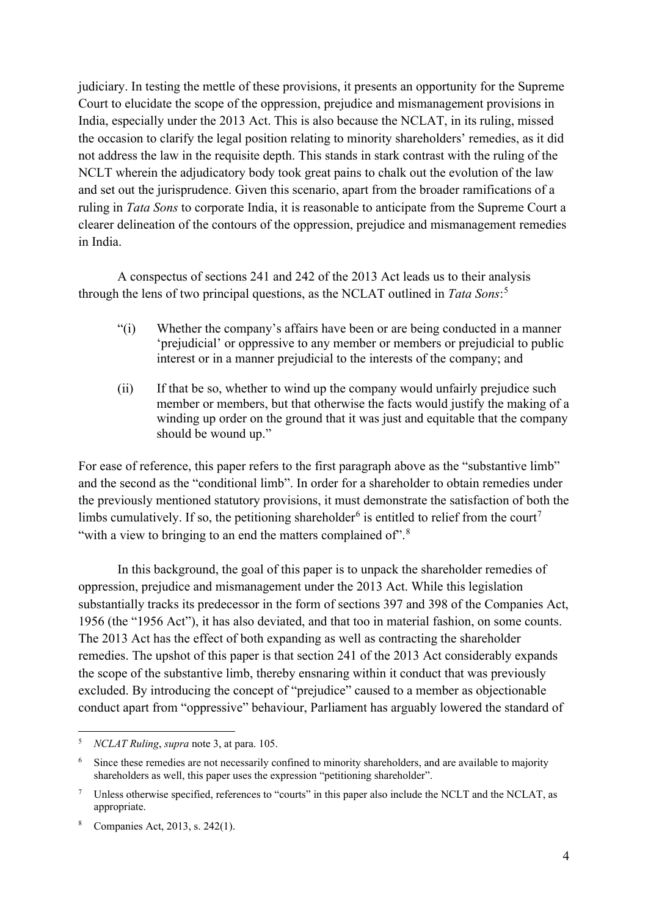judiciary. In testing the mettle of these provisions, it presents an opportunity for the Supreme Court to elucidate the scope of the oppression, prejudice and mismanagement provisions in India, especially under the 2013 Act. This is also because the NCLAT, in its ruling, missed the occasion to clarify the legal position relating to minority shareholders' remedies, as it did not address the law in the requisite depth. This stands in stark contrast with the ruling of the NCLT wherein the adjudicatory body took great pains to chalk out the evolution of the law and set out the jurisprudence. Given this scenario, apart from the broader ramifications of a ruling in *Tata Sons* to corporate India, it is reasonable to anticipate from the Supreme Court a clearer delineation of the contours of the oppression, prejudice and mismanagement remedies in India.

A conspectus of sections 241 and 242 of the 2013 Act leads us to their analysis through the lens of two principal questions, as the NCLAT outlined in *Tata Sons*:[5]

> "(i) Whether the company's affairs have been or are being conducted in a manner 'prejudicial' or oppressive to any member or members or prejudicial to public interest or in a manner prejudicial to the interests of the company; and
>
> (ii) If that be so, whether to wind up the company would unfairly prejudice such member or members, but that otherwise the facts would justify the making of a winding up order on the ground that it was just and equitable that the company should be wound up."

For ease of reference, this paper refers to the first paragraph above as the "substantive limb" and the second as the "conditional limb". In order for a shareholder to obtain remedies under the previously mentioned statutory provisions, it must demonstrate the satisfaction of both the limbs cumulatively. If so, the petitioning shareholder[6] is entitled to relief from the court[7] "with a view to bringing to an end the matters complained of".[8]

In this background, the goal of this paper is to unpack the shareholder remedies of oppression, prejudice and mismanagement under the 2013 Act. While this legislation substantially tracks its predecessor in the form of sections 397 and 398 of the Companies Act, 1956 (the "1956 Act"), it has also deviated, and that too in material fashion, on some counts. The 2013 Act has the effect of both expanding as well as contracting the shareholder remedies. The upshot of this paper is that section 241 of the 2013 Act considerably expands the scope of the substantive limb, thereby ensnaring within it conduct that was previously excluded. By introducing the concept of "prejudice" caused to a member as objectionable conduct apart from "oppressive" behaviour, Parliament has arguably lowered the standard of

---

[5] *NCLAT Ruling*, *supra* note 3, at para. 105.

[6] Since these remedies are not necessarily confined to minority shareholders, and are available to majority shareholders as well, this paper uses the expression "petitioning shareholder".

[7] Unless otherwise specified, references to "courts" in this paper also include the NCLT and the NCLAT, as appropriate.

[8] Companies Act, 2013, s. 242(1).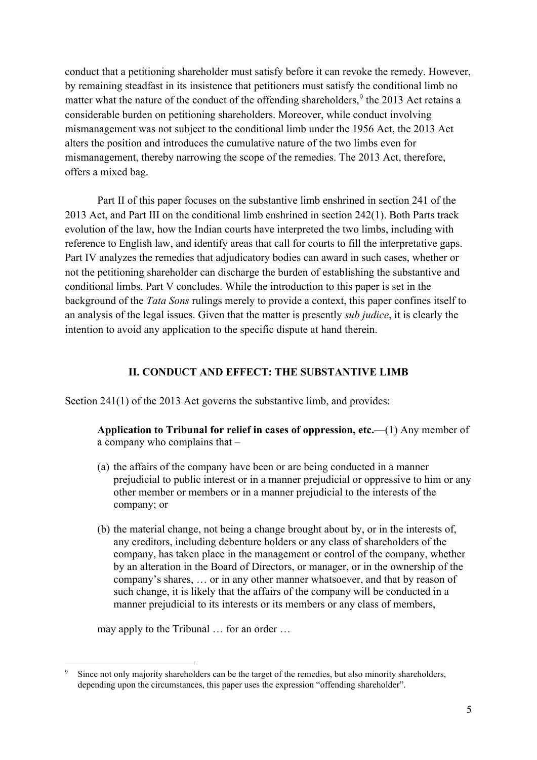conduct that a petitioning shareholder must satisfy before it can revoke the remedy. However, by remaining steadfast in its insistence that petitioners must satisfy the conditional limb no matter what the nature of the conduct of the offending shareholders,[9] the 2013 Act retains a considerable burden on petitioning shareholders. Moreover, while conduct involving mismanagement was not subject to the conditional limb under the 1956 Act, the 2013 Act alters the position and introduces the cumulative nature of the two limbs even for mismanagement, thereby narrowing the scope of the remedies. The 2013 Act, therefore, offers a mixed bag.

Part II of this paper focuses on the substantive limb enshrined in section 241 of the 2013 Act, and Part III on the conditional limb enshrined in section 242(1). Both Parts track evolution of the law, how the Indian courts have interpreted the two limbs, including with reference to English law, and identify areas that call for courts to fill the interpretative gaps. Part IV analyzes the remedies that adjudicatory bodies can award in such cases, whether or not the petitioning shareholder can discharge the burden of establishing the substantive and conditional limbs. Part V concludes. While the introduction to this paper is set in the background of the *Tata Sons* rulings merely to provide a context, this paper confines itself to an analysis of the legal issues. Given that the matter is presently *sub judice*, it is clearly the intention to avoid any application to the specific dispute at hand therein.

## II. CONDUCT AND EFFECT: THE SUBSTANTIVE LIMB

Section 241(1) of the 2013 Act governs the substantive limb, and provides:

> **Application to Tribunal for relief in cases of oppression, etc.**—(1) Any member of a company who complains that –
>
> (a) the affairs of the company have been or are being conducted in a manner prejudicial to public interest or in a manner prejudicial or oppressive to him or any other member or members or in a manner prejudicial to the interests of the company; or
>
> (b) the material change, not being a change brought about by, or in the interests of, any creditors, including debenture holders or any class of shareholders of the company, has taken place in the management or control of the company, whether by an alteration in the Board of Directors, or manager, or in the ownership of the company's shares, … or in any other manner whatsoever, and that by reason of such change, it is likely that the affairs of the company will be conducted in a manner prejudicial to its interests or its members or any class of members,
>
> may apply to the Tribunal … for an order …

---

[9] Since not only majority shareholders can be the target of the remedies, but also minority shareholders, depending upon the circumstances, this paper uses the expression "offending shareholder".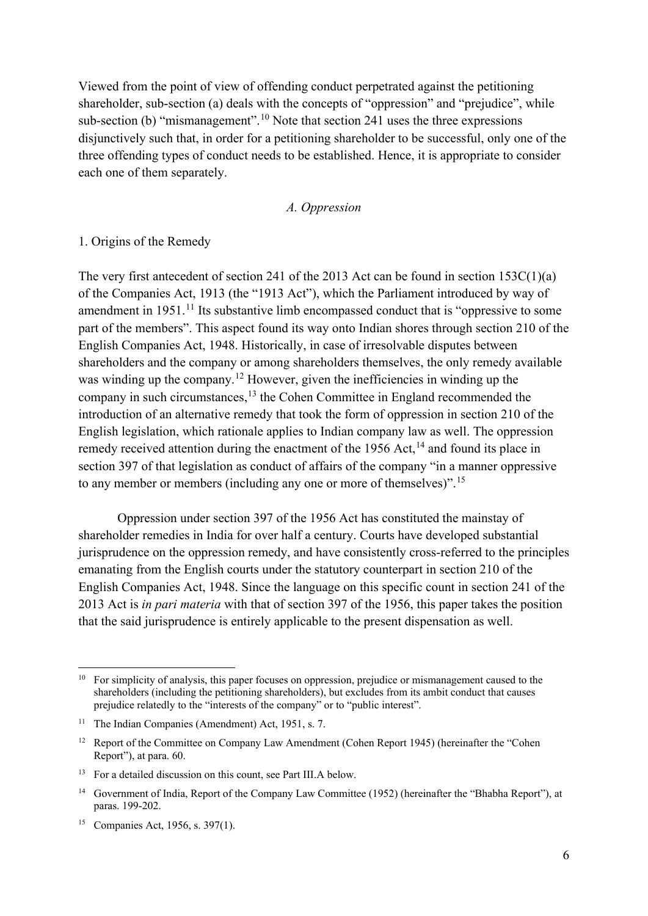Viewed from the point of view of offending conduct perpetrated against the petitioning shareholder, sub-section (a) deals with the concepts of "oppression" and "prejudice", while sub-section (b) "mismanagement".[10] Note that section 241 uses the three expressions disjunctively such that, in order for a petitioning shareholder to be successful, only one of the three offending types of conduct needs to be established. Hence, it is appropriate to consider each one of them separately.

### *A. Oppression*

1. Origins of the Remedy

The very first antecedent of section 241 of the 2013 Act can be found in section 153C(1)(a) of the Companies Act, 1913 (the "1913 Act"), which the Parliament introduced by way of amendment in 1951.[11] Its substantive limb encompassed conduct that is "oppressive to some part of the members". This aspect found its way onto Indian shores through section 210 of the English Companies Act, 1948. Historically, in case of irresolvable disputes between shareholders and the company or among shareholders themselves, the only remedy available was winding up the company.[12] However, given the inefficiencies in winding up the company in such circumstances,[13] the Cohen Committee in England recommended the introduction of an alternative remedy that took the form of oppression in section 210 of the English legislation, which rationale applies to Indian company law as well. The oppression remedy received attention during the enactment of the 1956 Act,[14] and found its place in section 397 of that legislation as conduct of affairs of the company "in a manner oppressive to any member or members (including any one or more of themselves)".[15]

Oppression under section 397 of the 1956 Act has constituted the mainstay of shareholder remedies in India for over half a century. Courts have developed substantial jurisprudence on the oppression remedy, and have consistently cross-referred to the principles emanating from the English courts under the statutory counterpart in section 210 of the English Companies Act, 1948. Since the language on this specific count in section 241 of the 2013 Act is *in pari materia* with that of section 397 of the 1956, this paper takes the position that the said jurisprudence is entirely applicable to the present dispensation as well.

---

[10] For simplicity of analysis, this paper focuses on oppression, prejudice or mismanagement caused to the shareholders (including the petitioning shareholders), but excludes from its ambit conduct that causes prejudice relatedly to the "interests of the company" or to "public interest".

[11] The Indian Companies (Amendment) Act, 1951, s. 7.

[12] Report of the Committee on Company Law Amendment (Cohen Report 1945) (hereinafter the "Cohen Report"), at para. 60.

[13] For a detailed discussion on this count, see Part III.A below.

[14] Government of India, Report of the Company Law Committee (1952) (hereinafter the "Bhabha Report"), at paras. 199-202.

[15] Companies Act, 1956, s. 397(1).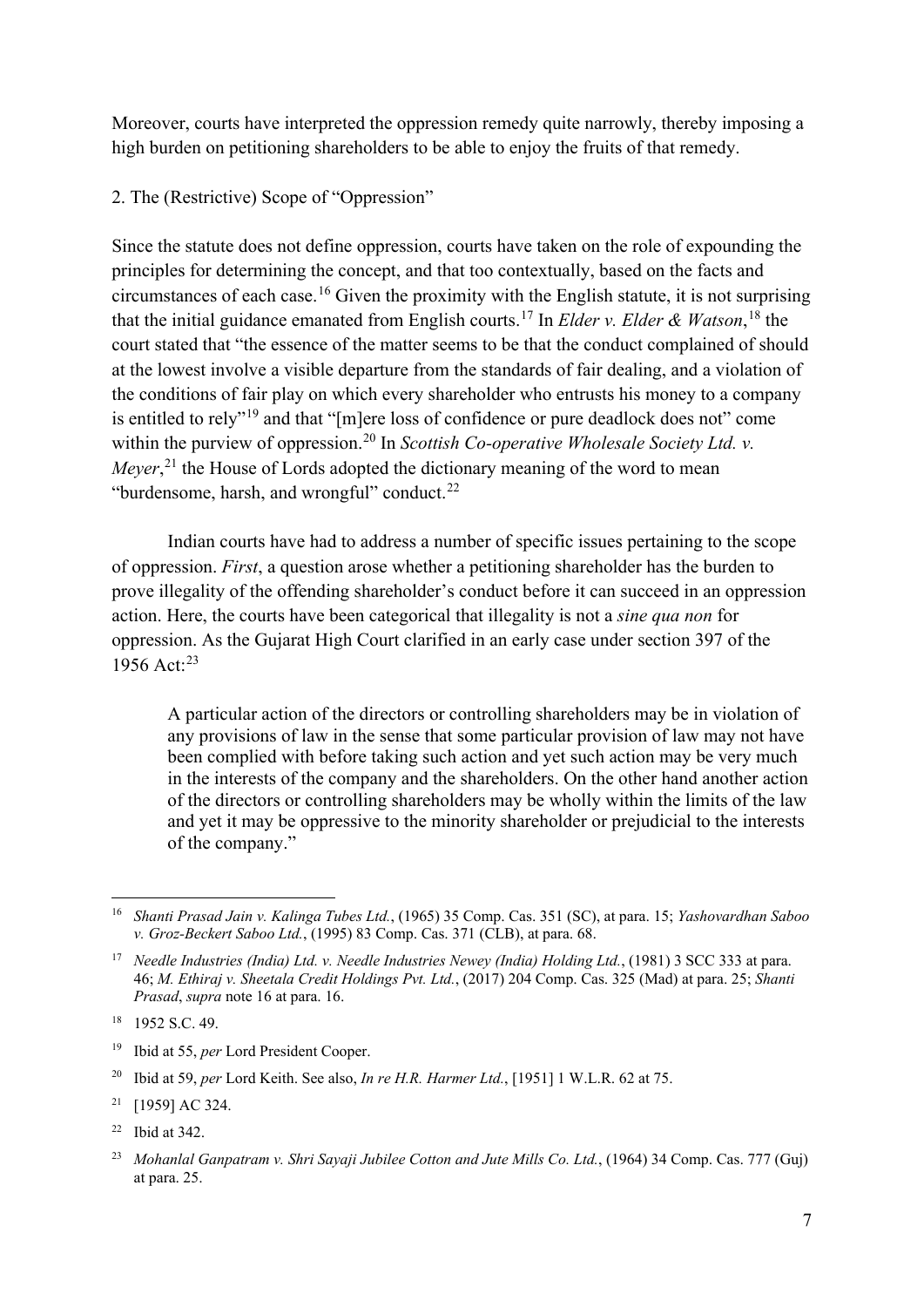Moreover, courts have interpreted the oppression remedy quite narrowly, thereby imposing a high burden on petitioning shareholders to be able to enjoy the fruits of that remedy.

## 2. The (Restrictive) Scope of "Oppression"

Since the statute does not define oppression, courts have taken on the role of expounding the principles for determining the concept, and that too contextually, based on the facts and circumstances of each case.[16] Given the proximity with the English statute, it is not surprising that the initial guidance emanated from English courts.[17] In *Elder v. Elder & Watson*,[18] the court stated that "the essence of the matter seems to be that the conduct complained of should at the lowest involve a visible departure from the standards of fair dealing, and a violation of the conditions of fair play on which every shareholder who entrusts his money to a company is entitled to rely"[19] and that "[m]ere loss of confidence or pure deadlock does not" come within the purview of oppression.[20] In *Scottish Co-operative Wholesale Society Ltd. v. Meyer*,[21] the House of Lords adopted the dictionary meaning of the word to mean "burdensome, harsh, and wrongful" conduct.[22]

Indian courts have had to address a number of specific issues pertaining to the scope of oppression. *First*, a question arose whether a petitioning shareholder has the burden to prove illegality of the offending shareholder's conduct before it can succeed in an oppression action. Here, the courts have been categorical that illegality is not a *sine qua non* for oppression. As the Gujarat High Court clarified in an early case under section 397 of the 1956 Act:[23]

> A particular action of the directors or controlling shareholders may be in violation of any provisions of law in the sense that some particular provision of law may not have been complied with before taking such action and yet such action may be very much in the interests of the company and the shareholders. On the other hand another action of the directors or controlling shareholders may be wholly within the limits of the law and yet it may be oppressive to the minority shareholder or prejudicial to the interests of the company."

---

[16] *Shanti Prasad Jain v. Kalinga Tubes Ltd.*, (1965) 35 Comp. Cas. 351 (SC), at para. 15; *Yashovardhan Saboo v. Groz-Beckert Saboo Ltd.*, (1995) 83 Comp. Cas. 371 (CLB), at para. 68.

[17] *Needle Industries (India) Ltd. v. Needle Industries Newey (India) Holding Ltd.*, (1981) 3 SCC 333 at para. 46; *M. Ethiraj v. Sheetala Credit Holdings Pvt. Ltd.*, (2017) 204 Comp. Cas. 325 (Mad) at para. 25; *Shanti Prasad*, *supra* note 16 at para. 16.

[18] 1952 S.C. 49.

[19] Ibid at 55, *per* Lord President Cooper.

[20] Ibid at 59, *per* Lord Keith. See also, *In re H.R. Harmer Ltd.*, [1951] 1 W.L.R. 62 at 75.

[21] [1959] AC 324.

[22] Ibid at 342.

[23] *Mohanlal Ganpatram v. Shri Sayaji Jubilee Cotton and Jute Mills Co. Ltd.*, (1964) 34 Comp. Cas. 777 (Guj) at para. 25.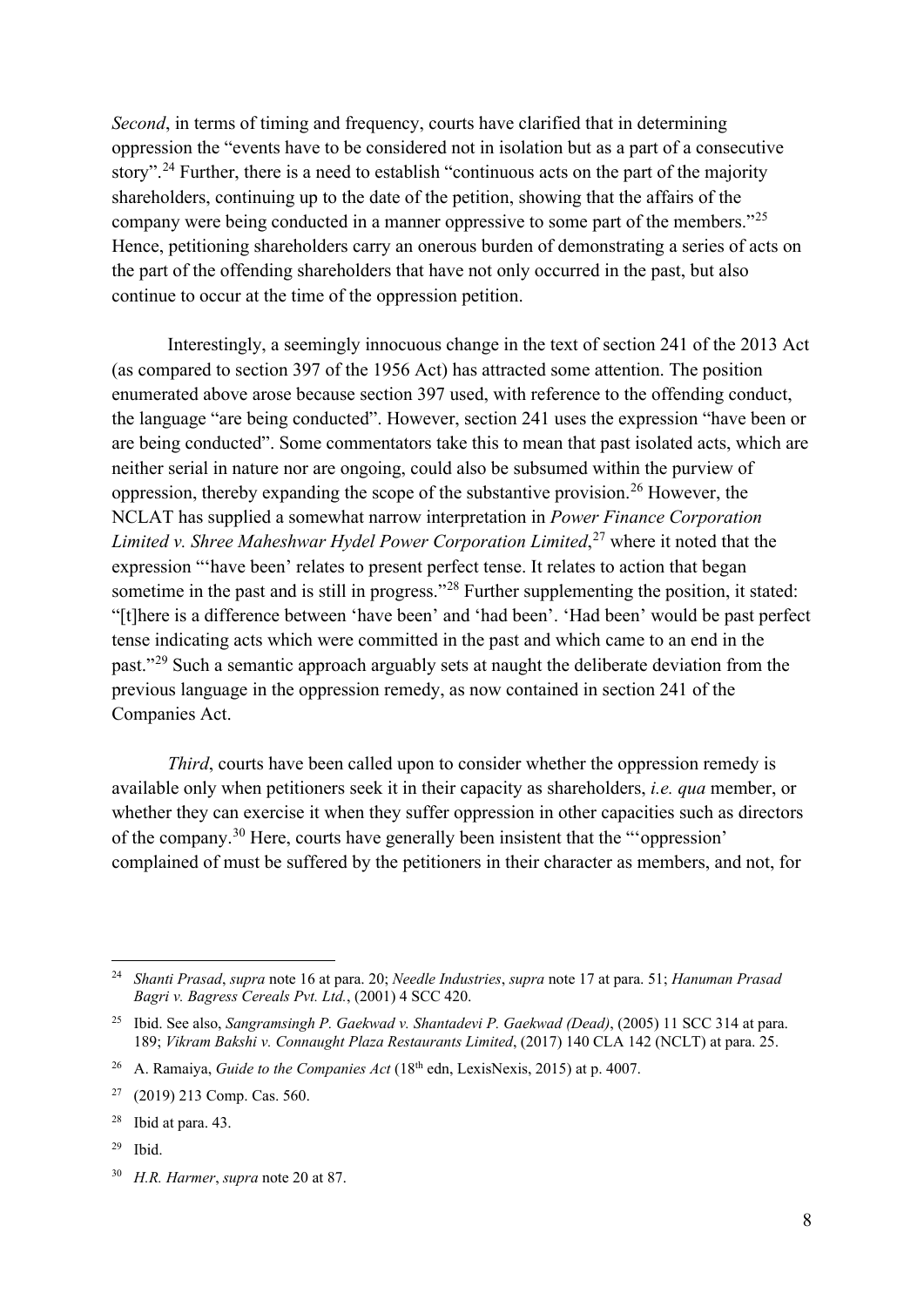*Second*, in terms of timing and frequency, courts have clarified that in determining oppression the "events have to be considered not in isolation but as a part of a consecutive story".[24] Further, there is a need to establish "continuous acts on the part of the majority shareholders, continuing up to the date of the petition, showing that the affairs of the company were being conducted in a manner oppressive to some part of the members."[25] Hence, petitioning shareholders carry an onerous burden of demonstrating a series of acts on the part of the offending shareholders that have not only occurred in the past, but also continue to occur at the time of the oppression petition.

Interestingly, a seemingly innocuous change in the text of section 241 of the 2013 Act (as compared to section 397 of the 1956 Act) has attracted some attention. The position enumerated above arose because section 397 used, with reference to the offending conduct, the language "are being conducted". However, section 241 uses the expression "have been or are being conducted". Some commentators take this to mean that past isolated acts, which are neither serial in nature nor are ongoing, could also be subsumed within the purview of oppression, thereby expanding the scope of the substantive provision.[26] However, the NCLAT has supplied a somewhat narrow interpretation in *Power Finance Corporation Limited v. Shree Maheshwar Hydel Power Corporation Limited*,[27] where it noted that the expression "'have been' relates to present perfect tense. It relates to action that began sometime in the past and is still in progress."[28] Further supplementing the position, it stated: "[t]here is a difference between 'have been' and 'had been'. 'Had been' would be past perfect tense indicating acts which were committed in the past and which came to an end in the past."[29] Such a semantic approach arguably sets at naught the deliberate deviation from the previous language in the oppression remedy, as now contained in section 241 of the Companies Act.

*Third*, courts have been called upon to consider whether the oppression remedy is available only when petitioners seek it in their capacity as shareholders, *i.e. qua* member, or whether they can exercise it when they suffer oppression in other capacities such as directors of the company.[30] Here, courts have generally been insistent that the "'oppression' complained of must be suffered by the petitioners in their character as members, and not, for

---

[24] *Shanti Prasad*, *supra* note 16 at para. 20; *Needle Industries*, *supra* note 17 at para. 51; *Hanuman Prasad Bagri v. Bagress Cereals Pvt. Ltd.*, (2001) 4 SCC 420.

[25] Ibid. See also, *Sangramsingh P. Gaekwad v. Shantadevi P. Gaekwad (Dead)*, (2005) 11 SCC 314 at para. 189; *Vikram Bakshi v. Connaught Plaza Restaurants Limited*, (2017) 140 CLA 142 (NCLT) at para. 25.

[26] A. Ramaiya, *Guide to the Companies Act* (18th edn, LexisNexis, 2015) at p. 4007.

[27] (2019) 213 Comp. Cas. 560.

[28] Ibid at para. 43.

[29] Ibid.

[30] *H.R. Harmer*, *supra* note 20 at 87.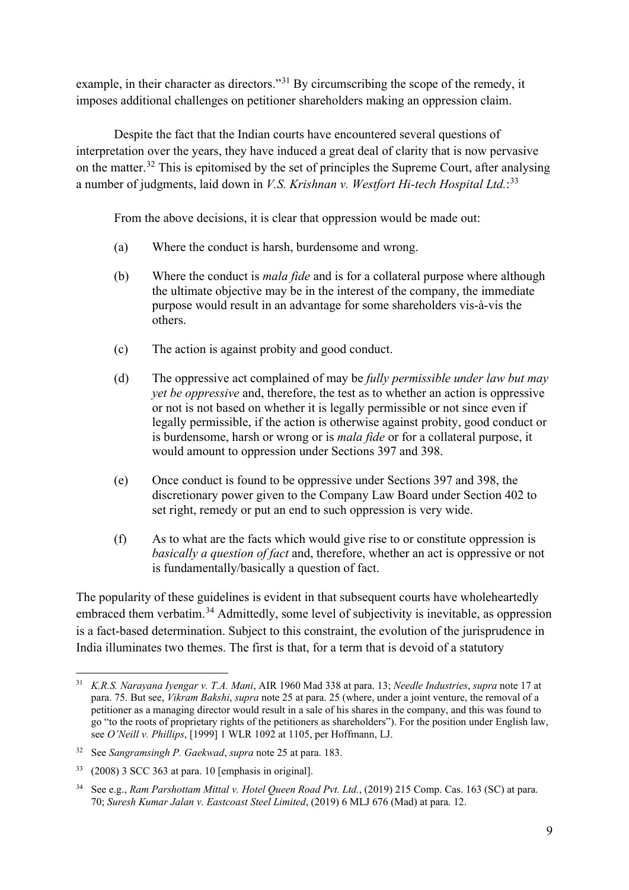example, in their character as directors."[31] By circumscribing the scope of the remedy, it imposes additional challenges on petitioner shareholders making an oppression claim.

Despite the fact that the Indian courts have encountered several questions of interpretation over the years, they have induced a great deal of clarity that is now pervasive on the matter.[32] This is epitomised by the set of principles the Supreme Court, after analysing a number of judgments, laid down in *V.S. Krishnan v. Westfort Hi-tech Hospital Ltd.*:[33]

> From the above decisions, it is clear that oppression would be made out:
>
> (a) Where the conduct is harsh, burdensome and wrong.
>
> (b) Where the conduct is *mala fide* and is for a collateral purpose where although the ultimate objective may be in the interest of the company, the immediate purpose would result in an advantage for some shareholders vis-à-vis the others.
>
> (c) The action is against probity and good conduct.
>
> (d) The oppressive act complained of may be *fully permissible under law but may yet be oppressive* and, therefore, the test as to whether an action is oppressive or not is not based on whether it is legally permissible or not since even if legally permissible, if the action is otherwise against probity, good conduct or is burdensome, harsh or wrong or is *mala fide* or for a collateral purpose, it would amount to oppression under Sections 397 and 398.
>
> (e) Once conduct is found to be oppressive under Sections 397 and 398, the discretionary power given to the Company Law Board under Section 402 to set right, remedy or put an end to such oppression is very wide.
>
> (f) As to what are the facts which would give rise to or constitute oppression is *basically a question of fact* and, therefore, whether an act is oppressive or not is fundamentally/basically a question of fact.

The popularity of these guidelines is evident in that subsequent courts have wholeheartedly embraced them verbatim.[34] Admittedly, some level of subjectivity is inevitable, as oppression is a fact-based determination. Subject to this constraint, the evolution of the jurisprudence in India illuminates two themes. The first is that, for a term that is devoid of a statutory

---

[31] *K.R.S. Narayana Iyengar v. T.A. Mani*, AIR 1960 Mad 338 at para. 13; *Needle Industries*, *supra* note 17 at para. 75. But see, *Vikram Bakshi*, *supra* note 25 at para. 25 (where, under a joint venture, the removal of a petitioner as a managing director would result in a sale of his shares in the company, and this was found to go "to the roots of proprietary rights of the petitioners as shareholders"). For the position under English law, see *O'Neill v. Phillips*, [1999] 1 WLR 1092 at 1105, per Hoffmann, LJ.

[32] See *Sangramsingh P. Gaekwad*, *supra* note 25 at para. 183.

[33] (2008) 3 SCC 363 at para. 10 [emphasis in original].

[34] See e.g., *Ram Parshottam Mittal v. Hotel Queen Road Pvt. Ltd.*, (2019) 215 Comp. Cas. 163 (SC) at para. 70; *Suresh Kumar Jalan v. Eastcoast Steel Limited*, (2019) 6 MLJ 676 (Mad) at para. 12.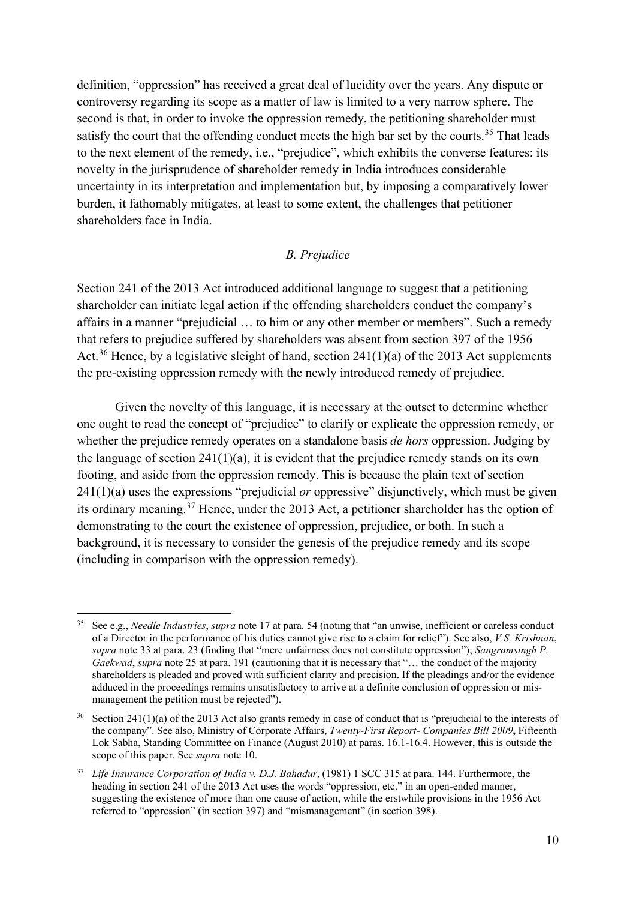definition, "oppression" has received a great deal of lucidity over the years. Any dispute or controversy regarding its scope as a matter of law is limited to a very narrow sphere. The second is that, in order to invoke the oppression remedy, the petitioning shareholder must satisfy the court that the offending conduct meets the high bar set by the courts.[35] That leads to the next element of the remedy, i.e., "prejudice", which exhibits the converse features: its novelty in the jurisprudence of shareholder remedy in India introduces considerable uncertainty in its interpretation and implementation but, by imposing a comparatively lower burden, it fathomably mitigates, at least to some extent, the challenges that petitioner shareholders face in India.

### *B. Prejudice*

Section 241 of the 2013 Act introduced additional language to suggest that a petitioning shareholder can initiate legal action if the offending shareholders conduct the company's affairs in a manner "prejudicial … to him or any other member or members". Such a remedy that refers to prejudice suffered by shareholders was absent from section 397 of the 1956 Act.[36] Hence, by a legislative sleight of hand, section 241(1)(a) of the 2013 Act supplements the pre-existing oppression remedy with the newly introduced remedy of prejudice.

Given the novelty of this language, it is necessary at the outset to determine whether one ought to read the concept of "prejudice" to clarify or explicate the oppression remedy, or whether the prejudice remedy operates on a standalone basis *de hors* oppression. Judging by the language of section 241(1)(a), it is evident that the prejudice remedy stands on its own footing, and aside from the oppression remedy. This is because the plain text of section 241(1)(a) uses the expressions "prejudicial *or* oppressive" disjunctively, which must be given its ordinary meaning.[37] Hence, under the 2013 Act, a petitioner shareholder has the option of demonstrating to the court the existence of oppression, prejudice, or both. In such a background, it is necessary to consider the genesis of the prejudice remedy and its scope (including in comparison with the oppression remedy).

---

[35] See e.g., *Needle Industries*, *supra* note 17 at para. 54 (noting that "an unwise, inefficient or careless conduct of a Director in the performance of his duties cannot give rise to a claim for relief"). See also, *V.S. Krishnan*, *supra* note 33 at para. 23 (finding that "mere unfairness does not constitute oppression"); *Sangramsingh P. Gaekwad*, *supra* note 25 at para. 191 (cautioning that it is necessary that "… the conduct of the majority shareholders is pleaded and proved with sufficient clarity and precision. If the pleadings and/or the evidence adduced in the proceedings remains unsatisfactory to arrive at a definite conclusion of oppression or mis-management the petition must be rejected").

[36] Section 241(1)(a) of the 2013 Act also grants remedy in case of conduct that is "prejudicial to the interests of the company". See also, Ministry of Corporate Affairs, *Twenty-First Report- Companies Bill 2009*, Fifteenth Lok Sabha, Standing Committee on Finance (August 2010) at paras. 16.1-16.4. However, this is outside the scope of this paper. See *supra* note 10.

[37] *Life Insurance Corporation of India v. D.J. Bahadur*, (1981) 1 SCC 315 at para. 144. Furthermore, the heading in section 241 of the 2013 Act uses the words "oppression, etc." in an open-ended manner, suggesting the existence of more than one cause of action, while the erstwhile provisions in the 1956 Act referred to "oppression" (in section 397) and "mismanagement" (in section 398).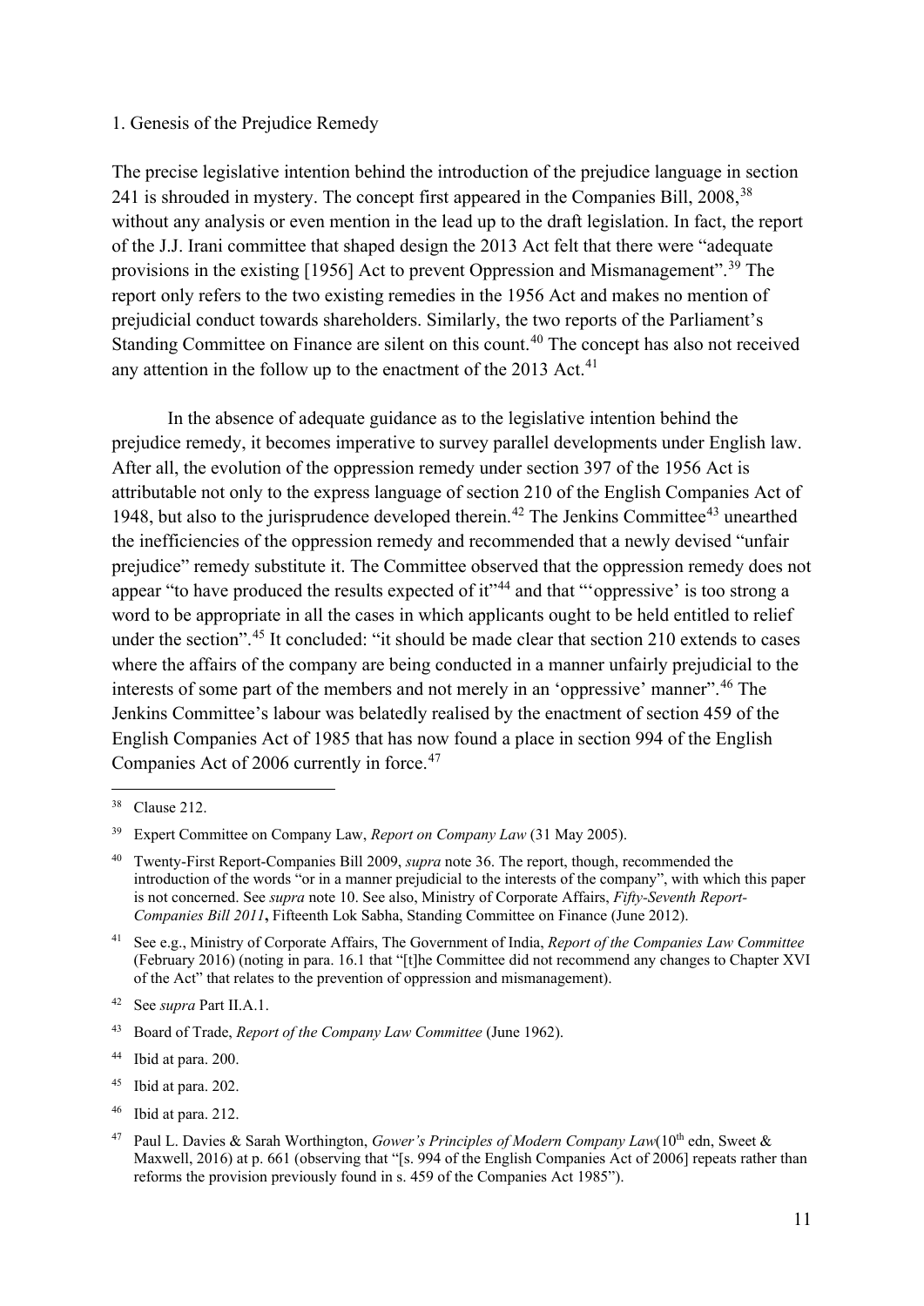1. Genesis of the Prejudice Remedy

The precise legislative intention behind the introduction of the prejudice language in section 241 is shrouded in mystery. The concept first appeared in the Companies Bill, 2008,[38] without any analysis or even mention in the lead up to the draft legislation. In fact, the report of the J.J. Irani committee that shaped design the 2013 Act felt that there were "adequate provisions in the existing [1956] Act to prevent Oppression and Mismanagement".[39] The report only refers to the two existing remedies in the 1956 Act and makes no mention of prejudicial conduct towards shareholders. Similarly, the two reports of the Parliament's Standing Committee on Finance are silent on this count.[40] The concept has also not received any attention in the follow up to the enactment of the 2013 Act.[41]

In the absence of adequate guidance as to the legislative intention behind the prejudice remedy, it becomes imperative to survey parallel developments under English law. After all, the evolution of the oppression remedy under section 397 of the 1956 Act is attributable not only to the express language of section 210 of the English Companies Act of 1948, but also to the jurisprudence developed therein.[42] The Jenkins Committee[43] unearthed the inefficiencies of the oppression remedy and recommended that a newly devised "unfair prejudice" remedy substitute it. The Committee observed that the oppression remedy does not appear "to have produced the results expected of it"[44] and that "'oppressive' is too strong a word to be appropriate in all the cases in which applicants ought to be held entitled to relief under the section".[45] It concluded: "it should be made clear that section 210 extends to cases where the affairs of the company are being conducted in a manner unfairly prejudicial to the interests of some part of the members and not merely in an 'oppressive' manner".[46] The Jenkins Committee's labour was belatedly realised by the enactment of section 459 of the English Companies Act of 1985 that has now found a place in section 994 of the English Companies Act of 2006 currently in force.[47]

---

[38] Clause 212.

[39] Expert Committee on Company Law, *Report on Company Law* (31 May 2005).

[40] Twenty-First Report-Companies Bill 2009, *supra* note 36. The report, though, recommended the introduction of the words "or in a manner prejudicial to the interests of the company", with which this paper is not concerned. See *supra* note 10. See also, Ministry of Corporate Affairs, *Fifty-Seventh Report-Companies Bill 2011***,** Fifteenth Lok Sabha, Standing Committee on Finance (June 2012).

[41] See e.g., Ministry of Corporate Affairs, The Government of India, *Report of the Companies Law Committee* (February 2016) (noting in para. 16.1 that "[t]he Committee did not recommend any changes to Chapter XVI of the Act" that relates to the prevention of oppression and mismanagement).

[42] See *supra* Part II.A.1.

[43] Board of Trade, *Report of the Company Law Committee* (June 1962).

[44] Ibid at para. 200.

[45] Ibid at para. 202.

[46] Ibid at para. 212.

[47] Paul L. Davies & Sarah Worthington, *Gower's Principles of Modern Company Law*(10th edn, Sweet & Maxwell, 2016) at p. 661 (observing that "[s. 994 of the English Companies Act of 2006] repeats rather than reforms the provision previously found in s. 459 of the Companies Act 1985").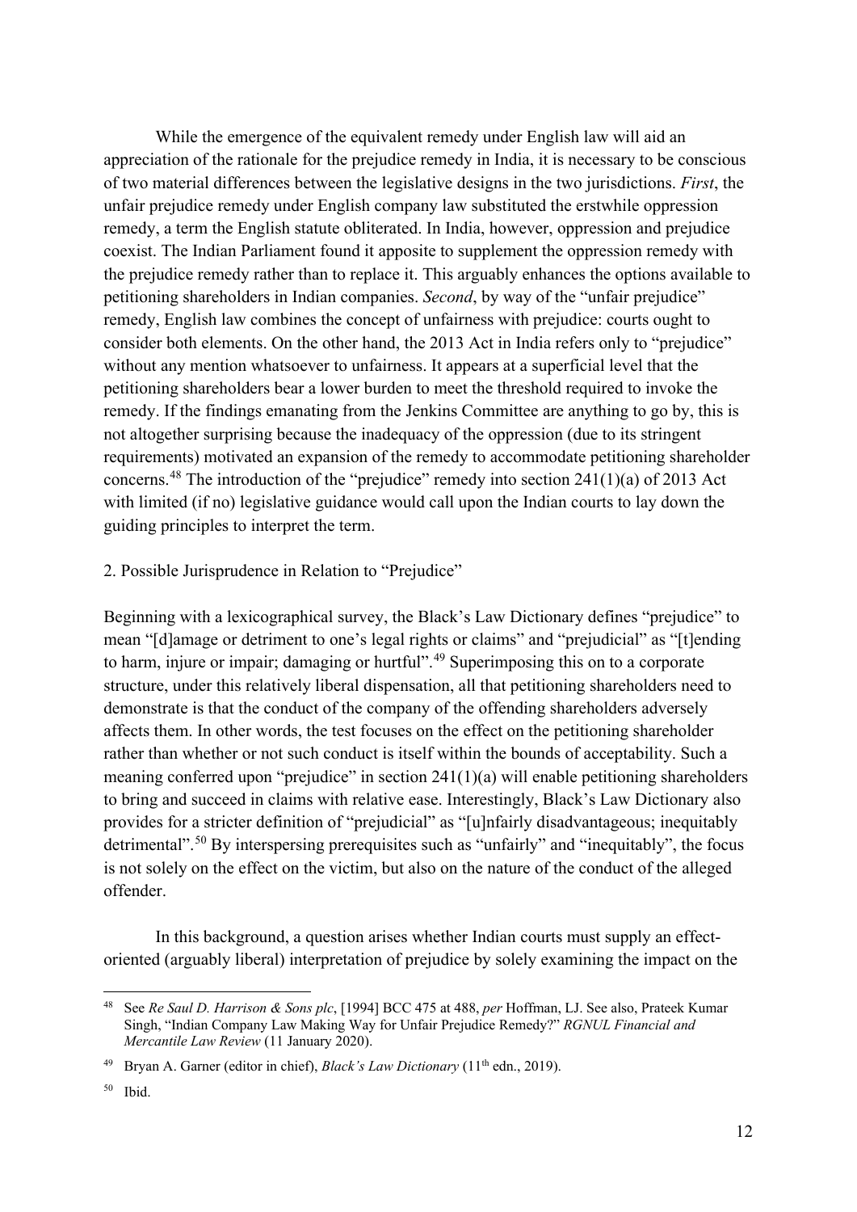While the emergence of the equivalent remedy under English law will aid an appreciation of the rationale for the prejudice remedy in India, it is necessary to be conscious of two material differences between the legislative designs in the two jurisdictions. *First*, the unfair prejudice remedy under English company law substituted the erstwhile oppression remedy, a term the English statute obliterated. In India, however, oppression and prejudice coexist. The Indian Parliament found it apposite to supplement the oppression remedy with the prejudice remedy rather than to replace it. This arguably enhances the options available to petitioning shareholders in Indian companies. *Second*, by way of the "unfair prejudice" remedy, English law combines the concept of unfairness with prejudice: courts ought to consider both elements. On the other hand, the 2013 Act in India refers only to "prejudice" without any mention whatsoever to unfairness. It appears at a superficial level that the petitioning shareholders bear a lower burden to meet the threshold required to invoke the remedy. If the findings emanating from the Jenkins Committee are anything to go by, this is not altogether surprising because the inadequacy of the oppression (due to its stringent requirements) motivated an expansion of the remedy to accommodate petitioning shareholder concerns.[48] The introduction of the "prejudice" remedy into section 241(1)(a) of 2013 Act with limited (if no) legislative guidance would call upon the Indian courts to lay down the guiding principles to interpret the term.

## 2. Possible Jurisprudence in Relation to "Prejudice"

Beginning with a lexicographical survey, the Black's Law Dictionary defines "prejudice" to mean "[d]amage or detriment to one's legal rights or claims" and "prejudicial" as "[t]ending to harm, injure or impair; damaging or hurtful".[49] Superimposing this on to a corporate structure, under this relatively liberal dispensation, all that petitioning shareholders need to demonstrate is that the conduct of the company of the offending shareholders adversely affects them. In other words, the test focuses on the effect on the petitioning shareholder rather than whether or not such conduct is itself within the bounds of acceptability. Such a meaning conferred upon "prejudice" in section 241(1)(a) will enable petitioning shareholders to bring and succeed in claims with relative ease. Interestingly, Black's Law Dictionary also provides for a stricter definition of "prejudicial" as "[u]nfairly disadvantageous; inequitably detrimental".[50] By interspersing prerequisites such as "unfairly" and "inequitably", the focus is not solely on the effect on the victim, but also on the nature of the conduct of the alleged offender.

In this background, a question arises whether Indian courts must supply an effect-oriented (arguably liberal) interpretation of prejudice by solely examining the impact on the

---

[48] See *Re Saul D. Harrison & Sons plc*, [1994] BCC 475 at 488, *per* Hoffman, LJ. See also, Prateek Kumar Singh, "Indian Company Law Making Way for Unfair Prejudice Remedy?" *RGNUL Financial and Mercantile Law Review* (11 January 2020).

[49] Bryan A. Garner (editor in chief), *Black's Law Dictionary* (11th edn., 2019).

[50] Ibid.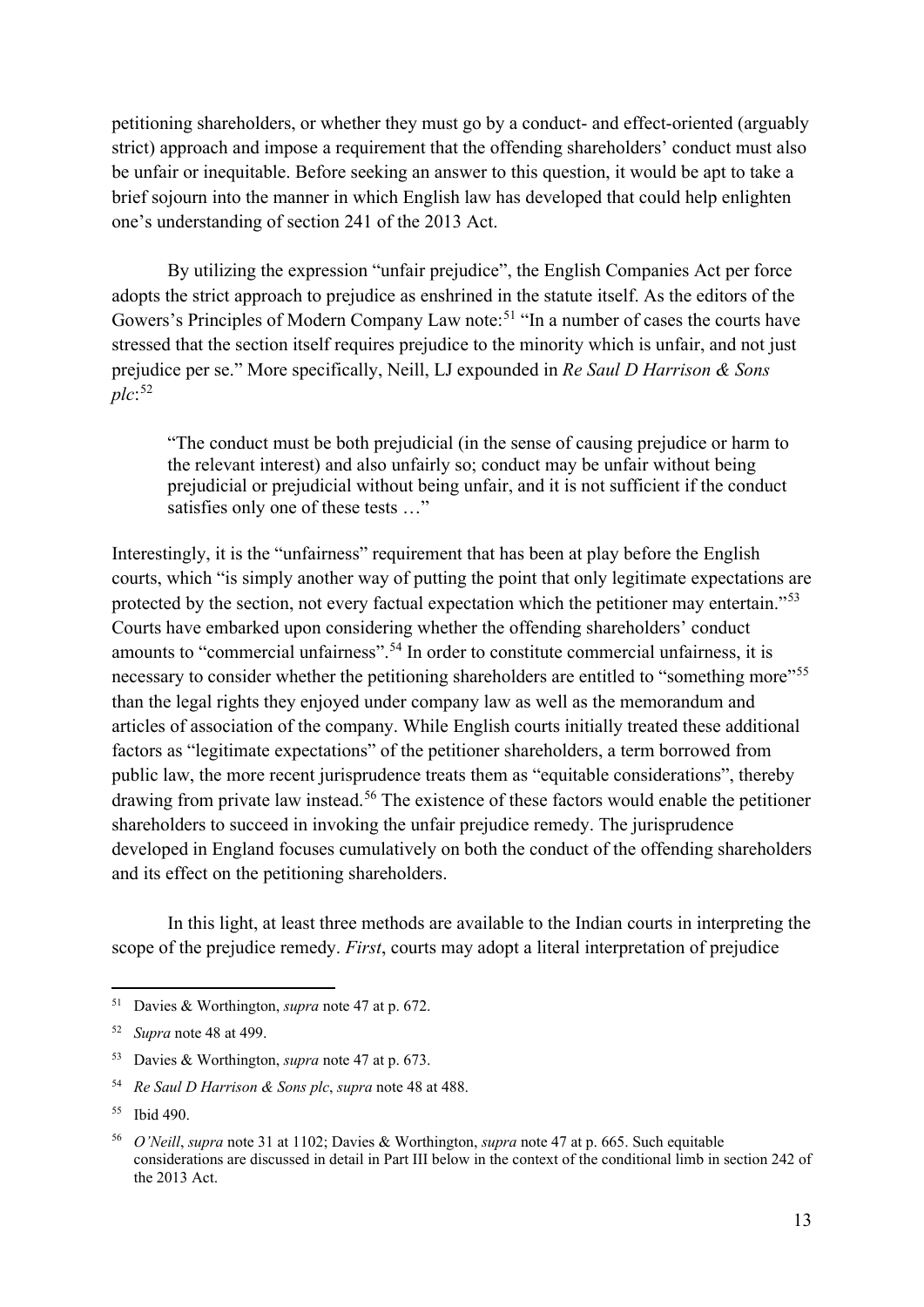petitioning shareholders, or whether they must go by a conduct- and effect-oriented (arguably strict) approach and impose a requirement that the offending shareholders' conduct must also be unfair or inequitable. Before seeking an answer to this question, it would be apt to take a brief sojourn into the manner in which English law has developed that could help enlighten one's understanding of section 241 of the 2013 Act.

By utilizing the expression "unfair prejudice", the English Companies Act per force adopts the strict approach to prejudice as enshrined in the statute itself. As the editors of the Gowers's Principles of Modern Company Law note:[51] "In a number of cases the courts have stressed that the section itself requires prejudice to the minority which is unfair, and not just prejudice per se." More specifically, Neill, LJ expounded in *Re Saul D Harrison & Sons plc*:[52]

> "The conduct must be both prejudicial (in the sense of causing prejudice or harm to the relevant interest) and also unfairly so; conduct may be unfair without being prejudicial or prejudicial without being unfair, and it is not sufficient if the conduct satisfies only one of these tests …"

Interestingly, it is the "unfairness" requirement that has been at play before the English courts, which "is simply another way of putting the point that only legitimate expectations are protected by the section, not every factual expectation which the petitioner may entertain."[53] Courts have embarked upon considering whether the offending shareholders' conduct amounts to "commercial unfairness".[54] In order to constitute commercial unfairness, it is necessary to consider whether the petitioning shareholders are entitled to "something more"[55] than the legal rights they enjoyed under company law as well as the memorandum and articles of association of the company. While English courts initially treated these additional factors as "legitimate expectations" of the petitioner shareholders, a term borrowed from public law, the more recent jurisprudence treats them as "equitable considerations", thereby drawing from private law instead.[56] The existence of these factors would enable the petitioner shareholders to succeed in invoking the unfair prejudice remedy. The jurisprudence developed in England focuses cumulatively on both the conduct of the offending shareholders and its effect on the petitioning shareholders.

In this light, at least three methods are available to the Indian courts in interpreting the scope of the prejudice remedy. *First*, courts may adopt a literal interpretation of prejudice

---

[51] Davies & Worthington, *supra* note 47 at p. 672.

[52] *Supra* note 48 at 499.

[53] Davies & Worthington, *supra* note 47 at p. 673.

[54] *Re Saul D Harrison & Sons plc*, *supra* note 48 at 488.

[55] Ibid 490.

[56] *O'Neill*, *supra* note 31 at 1102; Davies & Worthington, *supra* note 47 at p. 665. Such equitable considerations are discussed in detail in Part III below in the context of the conditional limb in section 242 of the 2013 Act.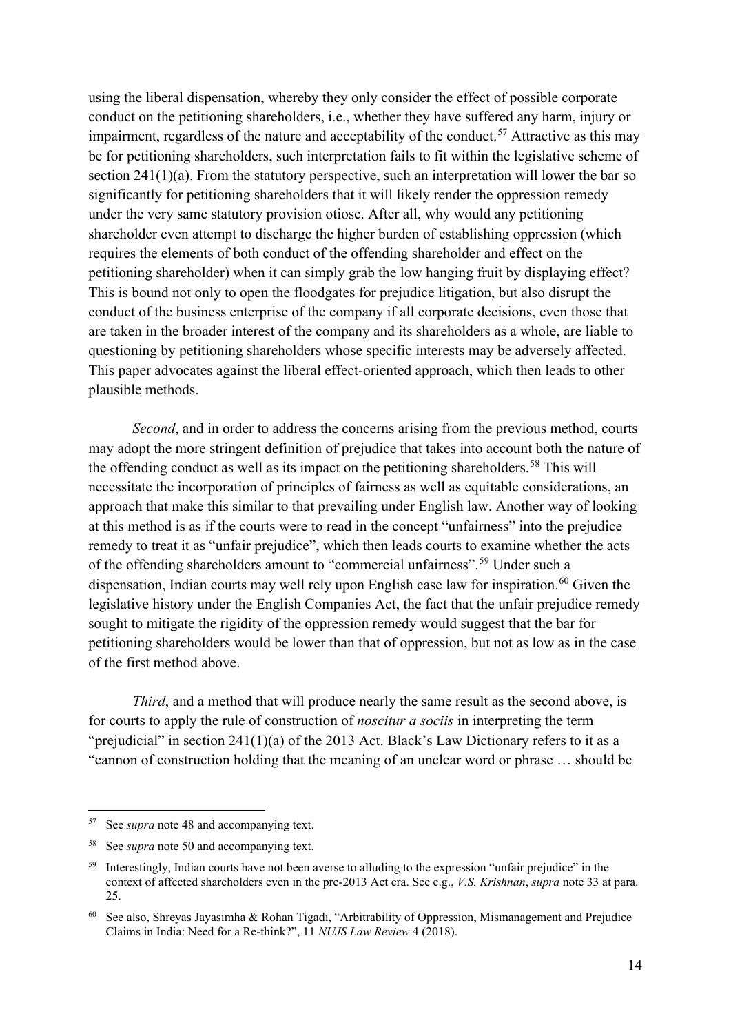using the liberal dispensation, whereby they only consider the effect of possible corporate conduct on the petitioning shareholders, i.e., whether they have suffered any harm, injury or impairment, regardless of the nature and acceptability of the conduct.[57] Attractive as this may be for petitioning shareholders, such interpretation fails to fit within the legislative scheme of section 241(1)(a). From the statutory perspective, such an interpretation will lower the bar so significantly for petitioning shareholders that it will likely render the oppression remedy under the very same statutory provision otiose. After all, why would any petitioning shareholder even attempt to discharge the higher burden of establishing oppression (which requires the elements of both conduct of the offending shareholder and effect on the petitioning shareholder) when it can simply grab the low hanging fruit by displaying effect? This is bound not only to open the floodgates for prejudice litigation, but also disrupt the conduct of the business enterprise of the company if all corporate decisions, even those that are taken in the broader interest of the company and its shareholders as a whole, are liable to questioning by petitioning shareholders whose specific interests may be adversely affected. This paper advocates against the liberal effect-oriented approach, which then leads to other plausible methods.

*Second*, and in order to address the concerns arising from the previous method, courts may adopt the more stringent definition of prejudice that takes into account both the nature of the offending conduct as well as its impact on the petitioning shareholders.[58] This will necessitate the incorporation of principles of fairness as well as equitable considerations, an approach that make this similar to that prevailing under English law. Another way of looking at this method is as if the courts were to read in the concept "unfairness" into the prejudice remedy to treat it as "unfair prejudice", which then leads courts to examine whether the acts of the offending shareholders amount to "commercial unfairness".[59] Under such a dispensation, Indian courts may well rely upon English case law for inspiration.[60] Given the legislative history under the English Companies Act, the fact that the unfair prejudice remedy sought to mitigate the rigidity of the oppression remedy would suggest that the bar for petitioning shareholders would be lower than that of oppression, but not as low as in the case of the first method above.

*Third*, and a method that will produce nearly the same result as the second above, is for courts to apply the rule of construction of *noscitur a sociis* in interpreting the term "prejudicial" in section 241(1)(a) of the 2013 Act. Black's Law Dictionary refers to it as a "cannon of construction holding that the meaning of an unclear word or phrase … should be

---

57 See *supra* note 48 and accompanying text.

58 See *supra* note 50 and accompanying text.

59 Interestingly, Indian courts have not been averse to alluding to the expression "unfair prejudice" in the context of affected shareholders even in the pre-2013 Act era. See e.g., *V.S. Krishnan*, *supra* note 33 at para. 25.

60 See also, Shreyas Jayasimha & Rohan Tigadi, "Arbitrability of Oppression, Mismanagement and Prejudice Claims in India: Need for a Re-think?", 11 *NUJS Law Review* 4 (2018).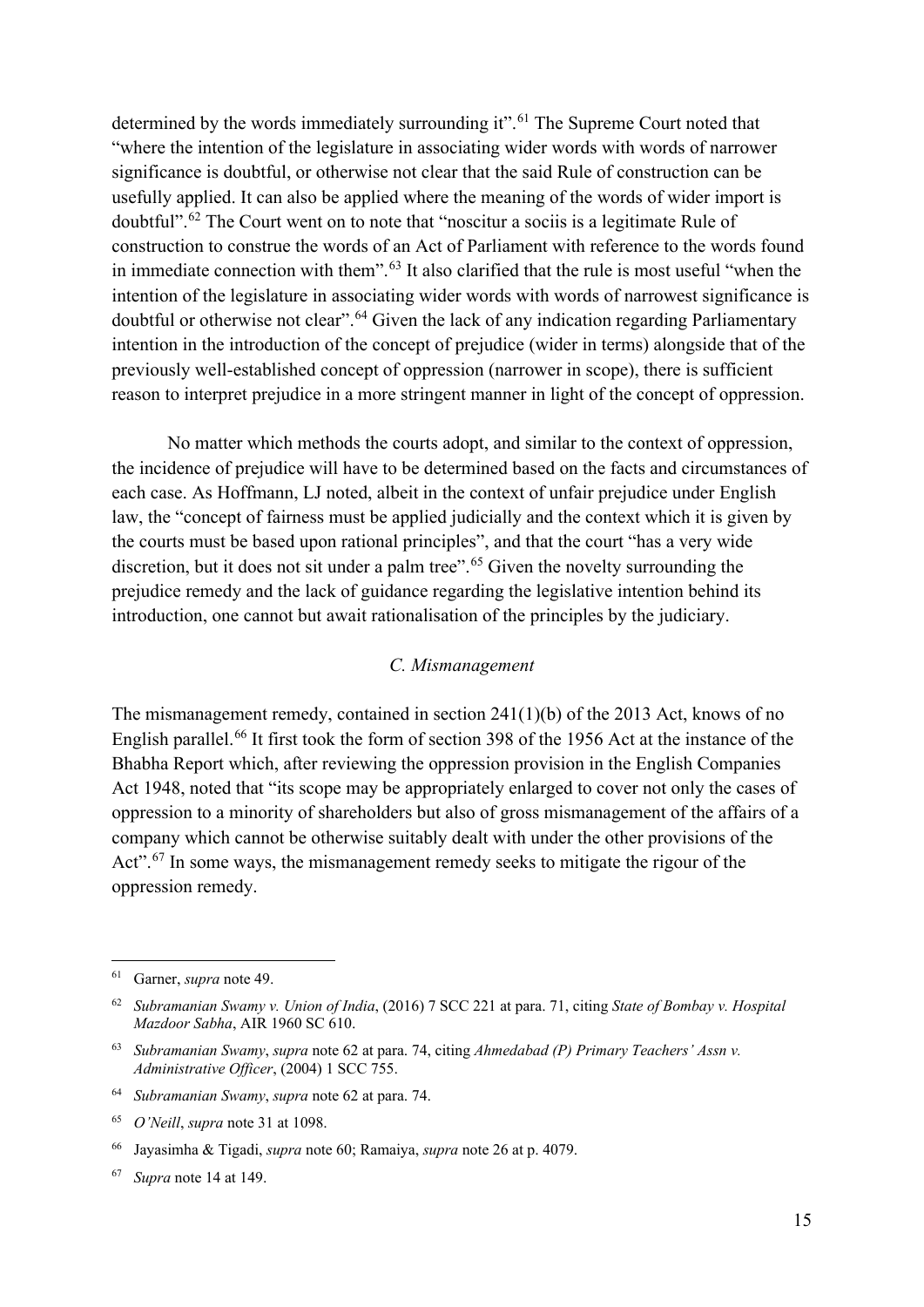determined by the words immediately surrounding it".[61] The Supreme Court noted that "where the intention of the legislature in associating wider words with words of narrower significance is doubtful, or otherwise not clear that the said Rule of construction can be usefully applied. It can also be applied where the meaning of the words of wider import is doubtful".[62] The Court went on to note that "noscitur a sociis is a legitimate Rule of construction to construe the words of an Act of Parliament with reference to the words found in immediate connection with them".[63] It also clarified that the rule is most useful "when the intention of the legislature in associating wider words with words of narrowest significance is doubtful or otherwise not clear".[64] Given the lack of any indication regarding Parliamentary intention in the introduction of the concept of prejudice (wider in terms) alongside that of the previously well-established concept of oppression (narrower in scope), there is sufficient reason to interpret prejudice in a more stringent manner in light of the concept of oppression.

No matter which methods the courts adopt, and similar to the context of oppression, the incidence of prejudice will have to be determined based on the facts and circumstances of each case. As Hoffmann, LJ noted, albeit in the context of unfair prejudice under English law, the "concept of fairness must be applied judicially and the context which it is given by the courts must be based upon rational principles", and that the court "has a very wide discretion, but it does not sit under a palm tree".[65] Given the novelty surrounding the prejudice remedy and the lack of guidance regarding the legislative intention behind its introduction, one cannot but await rationalisation of the principles by the judiciary.

### *C. Mismanagement*

The mismanagement remedy, contained in section 241(1)(b) of the 2013 Act, knows of no English parallel.[66] It first took the form of section 398 of the 1956 Act at the instance of the Bhabha Report which, after reviewing the oppression provision in the English Companies Act 1948, noted that "its scope may be appropriately enlarged to cover not only the cases of oppression to a minority of shareholders but also of gross mismanagement of the affairs of a company which cannot be otherwise suitably dealt with under the other provisions of the Act".[67] In some ways, the mismanagement remedy seeks to mitigate the rigour of the oppression remedy.

---

[61] Garner, *supra* note 49.

[62] *Subramanian Swamy v. Union of India*, (2016) 7 SCC 221 at para. 71, citing *State of Bombay v. Hospital Mazdoor Sabha*, AIR 1960 SC 610.

[63] *Subramanian Swamy*, *supra* note 62 at para. 74, citing *Ahmedabad (P) Primary Teachers' Assn v. Administrative Officer*, (2004) 1 SCC 755.

[64] *Subramanian Swamy*, *supra* note 62 at para. 74.

[65] *O'Neill*, *supra* note 31 at 1098.

[66] Jayasimha & Tigadi, *supra* note 60; Ramaiya, *supra* note 26 at p. 4079.

[67] *Supra* note 14 at 149.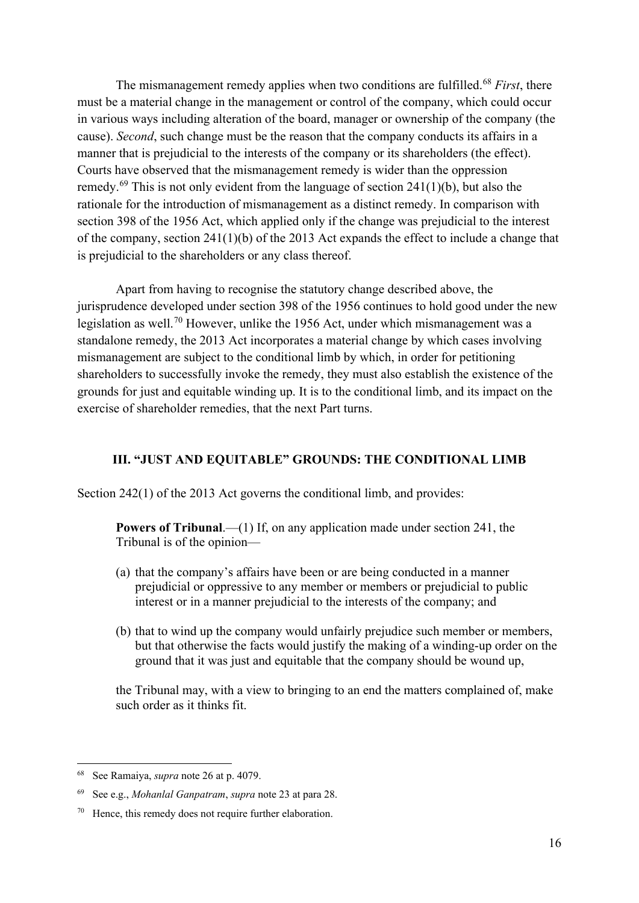The mismanagement remedy applies when two conditions are fulfilled.[68] *First*, there must be a material change in the management or control of the company, which could occur in various ways including alteration of the board, manager or ownership of the company (the cause). *Second*, such change must be the reason that the company conducts its affairs in a manner that is prejudicial to the interests of the company or its shareholders (the effect). Courts have observed that the mismanagement remedy is wider than the oppression remedy.[69] This is not only evident from the language of section 241(1)(b), but also the rationale for the introduction of mismanagement as a distinct remedy. In comparison with section 398 of the 1956 Act, which applied only if the change was prejudicial to the interest of the company, section 241(1)(b) of the 2013 Act expands the effect to include a change that is prejudicial to the shareholders or any class thereof.

Apart from having to recognise the statutory change described above, the jurisprudence developed under section 398 of the 1956 continues to hold good under the new legislation as well.[70] However, unlike the 1956 Act, under which mismanagement was a standalone remedy, the 2013 Act incorporates a material change by which cases involving mismanagement are subject to the conditional limb by which, in order for petitioning shareholders to successfully invoke the remedy, they must also establish the existence of the grounds for just and equitable winding up. It is to the conditional limb, and its impact on the exercise of shareholder remedies, that the next Part turns.

## III. "JUST AND EQUITABLE" GROUNDS: THE CONDITIONAL LIMB

Section 242(1) of the 2013 Act governs the conditional limb, and provides:

> **Powers of Tribunal**.—(1) If, on any application made under section 241, the Tribunal is of the opinion—
>
> (a) that the company's affairs have been or are being conducted in a manner prejudicial or oppressive to any member or members or prejudicial to public interest or in a manner prejudicial to the interests of the company; and
>
> (b) that to wind up the company would unfairly prejudice such member or members, but that otherwise the facts would justify the making of a winding-up order on the ground that it was just and equitable that the company should be wound up,
>
> the Tribunal may, with a view to bringing to an end the matters complained of, make such order as it thinks fit.

---

[68] See Ramaiya, *supra* note 26 at p. 4079.

[69] See e.g., *Mohanlal Ganpatram*, *supra* note 23 at para 28.

[70] Hence, this remedy does not require further elaboration.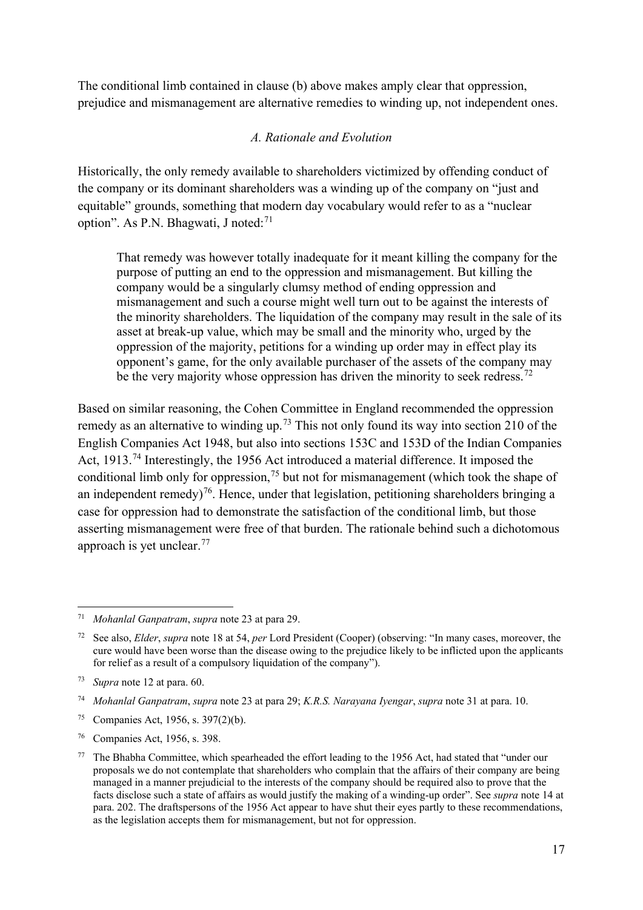The conditional limb contained in clause (b) above makes amply clear that oppression, prejudice and mismanagement are alternative remedies to winding up, not independent ones.

### *A. Rationale and Evolution*

Historically, the only remedy available to shareholders victimized by offending conduct of the company or its dominant shareholders was a winding up of the company on "just and equitable" grounds, something that modern day vocabulary would refer to as a "nuclear option". As P.N. Bhagwati, J noted:[71]

> That remedy was however totally inadequate for it meant killing the company for the purpose of putting an end to the oppression and mismanagement. But killing the company would be a singularly clumsy method of ending oppression and mismanagement and such a course might well turn out to be against the interests of the minority shareholders. The liquidation of the company may result in the sale of its asset at break-up value, which may be small and the minority who, urged by the oppression of the majority, petitions for a winding up order may in effect play its opponent's game, for the only available purchaser of the assets of the company may be the very majority whose oppression has driven the minority to seek redress.[72]

Based on similar reasoning, the Cohen Committee in England recommended the oppression remedy as an alternative to winding up.[73] This not only found its way into section 210 of the English Companies Act 1948, but also into sections 153C and 153D of the Indian Companies Act, 1913.[74] Interestingly, the 1956 Act introduced a material difference. It imposed the conditional limb only for oppression,[75] but not for mismanagement (which took the shape of an independent remedy)[76]. Hence, under that legislation, petitioning shareholders bringing a case for oppression had to demonstrate the satisfaction of the conditional limb, but those asserting mismanagement were free of that burden. The rationale behind such a dichotomous approach is yet unclear.[77]

---

[71] *Mohanlal Ganpatram*, *supra* note 23 at para 29.

[72] See also, *Elder*, *supra* note 18 at 54, *per* Lord President (Cooper) (observing: "In many cases, moreover, the cure would have been worse than the disease owing to the prejudice likely to be inflicted upon the applicants for relief as a result of a compulsory liquidation of the company").

[73] *Supra* note 12 at para. 60.

[74] *Mohanlal Ganpatram*, *supra* note 23 at para 29; *K.R.S. Narayana Iyengar*, *supra* note 31 at para. 10.

[75] Companies Act, 1956, s. 397(2)(b).

[76] Companies Act, 1956, s. 398.

[77] The Bhabha Committee, which spearheaded the effort leading to the 1956 Act, had stated that "under our proposals we do not contemplate that shareholders who complain that the affairs of their company are being managed in a manner prejudicial to the interests of the company should be required also to prove that the facts disclose such a state of affairs as would justify the making of a winding-up order". See *supra* note 14 at para. 202. The draftspersons of the 1956 Act appear to have shut their eyes partly to these recommendations, as the legislation accepts them for mismanagement, but not for oppression.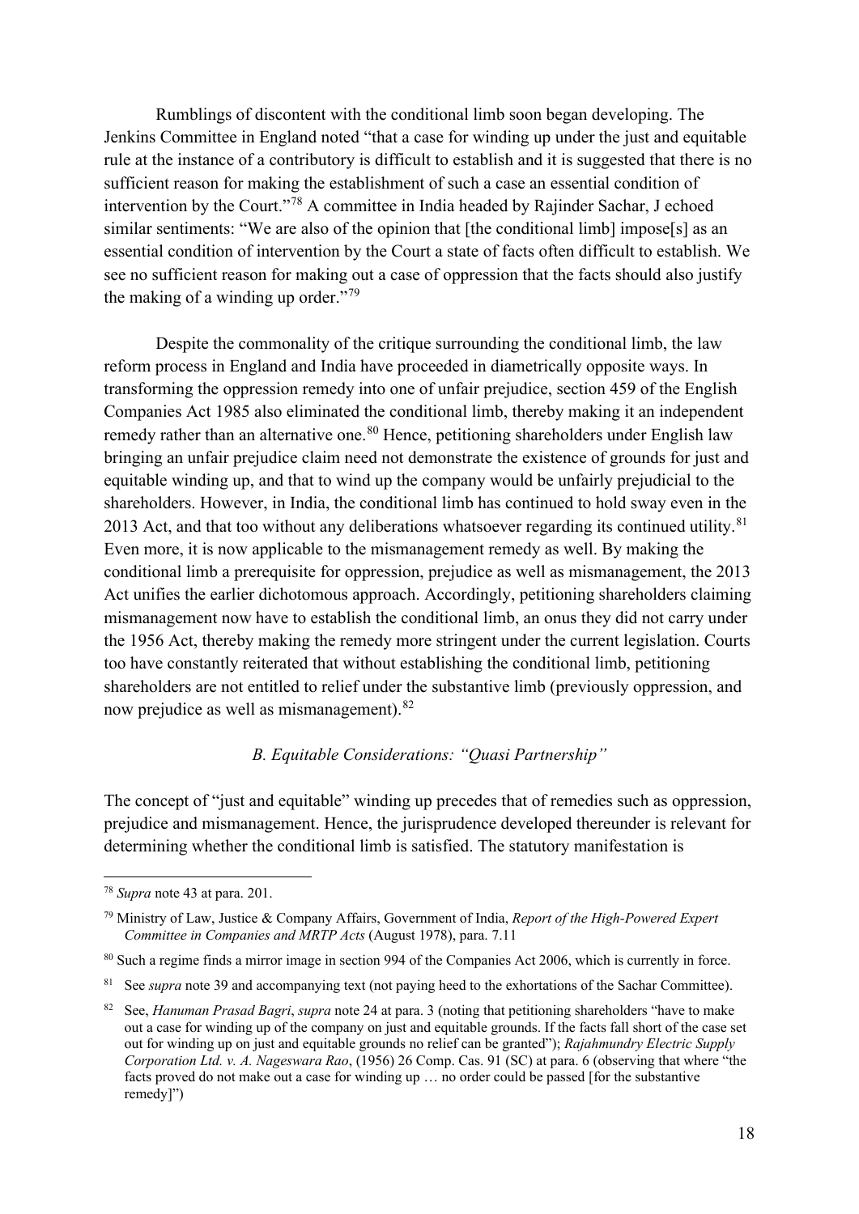Rumblings of discontent with the conditional limb soon began developing. The Jenkins Committee in England noted "that a case for winding up under the just and equitable rule at the instance of a contributory is difficult to establish and it is suggested that there is no sufficient reason for making the establishment of such a case an essential condition of intervention by the Court."[78] A committee in India headed by Rajinder Sachar, J echoed similar sentiments: "We are also of the opinion that [the conditional limb] impose[s] as an essential condition of intervention by the Court a state of facts often difficult to establish. We see no sufficient reason for making out a case of oppression that the facts should also justify the making of a winding up order."[79]

Despite the commonality of the critique surrounding the conditional limb, the law reform process in England and India have proceeded in diametrically opposite ways. In transforming the oppression remedy into one of unfair prejudice, section 459 of the English Companies Act 1985 also eliminated the conditional limb, thereby making it an independent remedy rather than an alternative one.[80] Hence, petitioning shareholders under English law bringing an unfair prejudice claim need not demonstrate the existence of grounds for just and equitable winding up, and that to wind up the company would be unfairly prejudicial to the shareholders. However, in India, the conditional limb has continued to hold sway even in the 2013 Act, and that too without any deliberations whatsoever regarding its continued utility.[81] Even more, it is now applicable to the mismanagement remedy as well. By making the conditional limb a prerequisite for oppression, prejudice as well as mismanagement, the 2013 Act unifies the earlier dichotomous approach. Accordingly, petitioning shareholders claiming mismanagement now have to establish the conditional limb, an onus they did not carry under the 1956 Act, thereby making the remedy more stringent under the current legislation. Courts too have constantly reiterated that without establishing the conditional limb, petitioning shareholders are not entitled to relief under the substantive limb (previously oppression, and now prejudice as well as mismanagement).[82]

### *B. Equitable Considerations: "Quasi Partnership"*

The concept of "just and equitable" winding up precedes that of remedies such as oppression, prejudice and mismanagement. Hence, the jurisprudence developed thereunder is relevant for determining whether the conditional limb is satisfied. The statutory manifestation is

---

[78] *Supra* note 43 at para. 201.

[79] Ministry of Law, Justice & Company Affairs, Government of India, *Report of the High-Powered Expert Committee in Companies and MRTP Acts* (August 1978), para. 7.11

[80] Such a regime finds a mirror image in section 994 of the Companies Act 2006, which is currently in force.

[81] See *supra* note 39 and accompanying text (not paying heed to the exhortations of the Sachar Committee).

[82] See, *Hanuman Prasad Bagri*, *supra* note 24 at para. 3 (noting that petitioning shareholders "have to make out a case for winding up of the company on just and equitable grounds. If the facts fall short of the case set out for winding up on just and equitable grounds no relief can be granted"); *Rajahmundry Electric Supply Corporation Ltd. v. A. Nageswara Rao*, (1956) 26 Comp. Cas. 91 (SC) at para. 6 (observing that where "the facts proved do not make out a case for winding up … no order could be passed [for the substantive remedy]")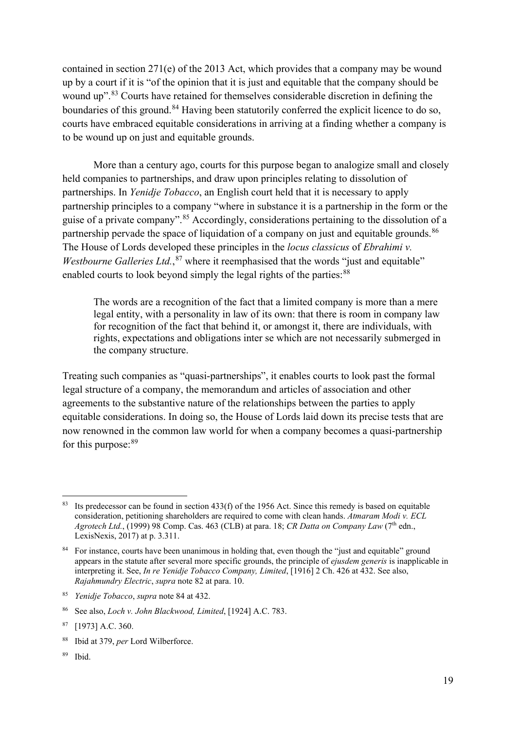contained in section 271(e) of the 2013 Act, which provides that a company may be wound up by a court if it is "of the opinion that it is just and equitable that the company should be wound up".[83] Courts have retained for themselves considerable discretion in defining the boundaries of this ground.[84] Having been statutorily conferred the explicit licence to do so, courts have embraced equitable considerations in arriving at a finding whether a company is to be wound up on just and equitable grounds.

More than a century ago, courts for this purpose began to analogize small and closely held companies to partnerships, and draw upon principles relating to dissolution of partnerships. In *Yenidje Tobacco*, an English court held that it is necessary to apply partnership principles to a company "where in substance it is a partnership in the form or the guise of a private company".[85] Accordingly, considerations pertaining to the dissolution of a partnership pervade the space of liquidation of a company on just and equitable grounds.[86] The House of Lords developed these principles in the *locus classicus* of *Ebrahimi v. Westbourne Galleries Ltd.*,[87] where it reemphasised that the words "just and equitable" enabled courts to look beyond simply the legal rights of the parties:[88]

> The words are a recognition of the fact that a limited company is more than a mere legal entity, with a personality in law of its own: that there is room in company law for recognition of the fact that behind it, or amongst it, there are individuals, with rights, expectations and obligations inter se which are not necessarily submerged in the company structure.

Treating such companies as "quasi-partnerships", it enables courts to look past the formal legal structure of a company, the memorandum and articles of association and other agreements to the substantive nature of the relationships between the parties to apply equitable considerations. In doing so, the House of Lords laid down its precise tests that are now renowned in the common law world for when a company becomes a quasi-partnership for this purpose:[89]

---

[83] Its predecessor can be found in section 433(f) of the 1956 Act. Since this remedy is based on equitable consideration, petitioning shareholders are required to come with clean hands. *Atmaram Modi v. ECL Agrotech Ltd.*, (1999) 98 Comp. Cas. 463 (CLB) at para. 18; *CR Datta on Company Law* (7th edn., LexisNexis, 2017) at p. 3.311.

[84] For instance, courts have been unanimous in holding that, even though the "just and equitable" ground appears in the statute after several more specific grounds, the principle of *ejusdem generis* is inapplicable in interpreting it. See, *In re Yenidje Tobacco Company, Limited*, [1916] 2 Ch. 426 at 432. See also, *Rajahmundry Electric*, *supra* note 82 at para. 10.

[85] *Yenidje Tobacco*, *supra* note 84 at 432.

[86] See also, *Loch v. John Blackwood, Limited*, [1924] A.C. 783.

[87] [1973] A.C. 360.

[88] Ibid at 379, *per* Lord Wilberforce.

[89] Ibid.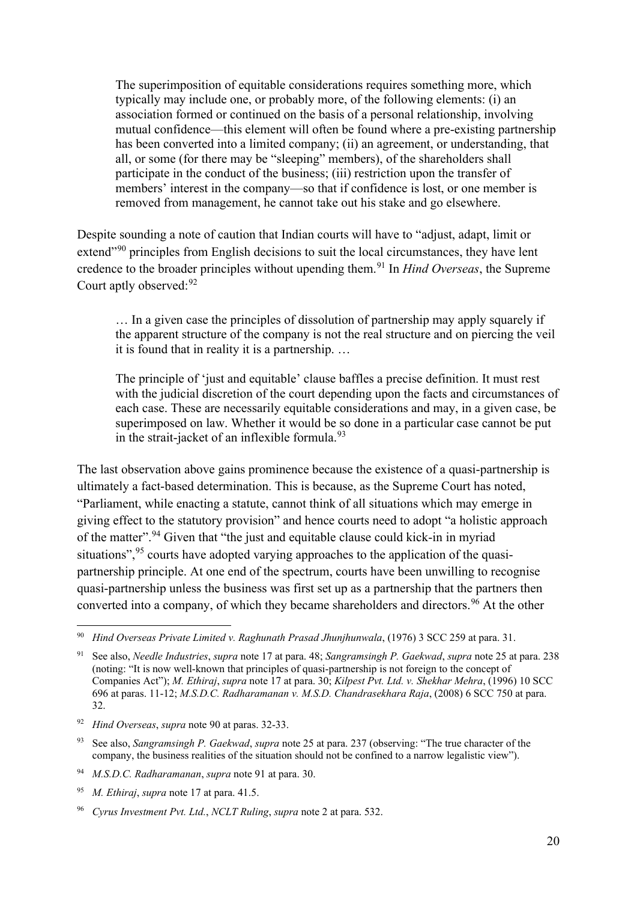> The superimposition of equitable considerations requires something more, which typically may include one, or probably more, of the following elements: (i) an association formed or continued on the basis of a personal relationship, involving mutual confidence—this element will often be found where a pre-existing partnership has been converted into a limited company; (ii) an agreement, or understanding, that all, or some (for there may be "sleeping" members), of the shareholders shall participate in the conduct of the business; (iii) restriction upon the transfer of members' interest in the company—so that if confidence is lost, or one member is removed from management, he cannot take out his stake and go elsewhere.

Despite sounding a note of caution that Indian courts will have to "adjust, adapt, limit or extend"[90] principles from English decisions to suit the local circumstances, they have lent credence to the broader principles without upending them.[91] In *Hind Overseas*, the Supreme Court aptly observed:[92]

> … In a given case the principles of dissolution of partnership may apply squarely if the apparent structure of the company is not the real structure and on piercing the veil it is found that in reality it is a partnership. …
>
> The principle of 'just and equitable' clause baffles a precise definition. It must rest with the judicial discretion of the court depending upon the facts and circumstances of each case. These are necessarily equitable considerations and may, in a given case, be superimposed on law. Whether it would be so done in a particular case cannot be put in the strait-jacket of an inflexible formula.[93]

The last observation above gains prominence because the existence of a quasi-partnership is ultimately a fact-based determination. This is because, as the Supreme Court has noted, "Parliament, while enacting a statute, cannot think of all situations which may emerge in giving effect to the statutory provision" and hence courts need to adopt "a holistic approach of the matter".[94] Given that "the just and equitable clause could kick-in in myriad situations",[95] courts have adopted varying approaches to the application of the quasi-partnership principle. At one end of the spectrum, courts have been unwilling to recognise quasi-partnership unless the business was first set up as a partnership that the partners then converted into a company, of which they became shareholders and directors.[96] At the other

---

[90] *Hind Overseas Private Limited v. Raghunath Prasad Jhunjhunwala*, (1976) 3 SCC 259 at para. 31.

[91] See also, *Needle Industries*, *supra* note 17 at para. 48; *Sangramsingh P. Gaekwad*, *supra* note 25 at para. 238 (noting: "It is now well-known that principles of quasi-partnership is not foreign to the concept of Companies Act"); *M. Ethiraj*, *supra* note 17 at para. 30; *Kilpest Pvt. Ltd. v. Shekhar Mehra*, (1996) 10 SCC 696 at paras. 11-12; *M.S.D.C. Radharamanan v. M.S.D. Chandrasekhara Raja*, (2008) 6 SCC 750 at para. 32.

[92] *Hind Overseas*, *supra* note 90 at paras. 32-33.

[93] See also, *Sangramsingh P. Gaekwad*, *supra* note 25 at para. 237 (observing: "The true character of the company, the business realities of the situation should not be confined to a narrow legalistic view").

[94] *M.S.D.C. Radharamanan*, *supra* note 91 at para. 30.

[95] *M. Ethiraj*, *supra* note 17 at para. 41.5.

[96] *Cyrus Investment Pvt. Ltd.*, *NCLT Ruling*, *supra* note 2 at para. 532.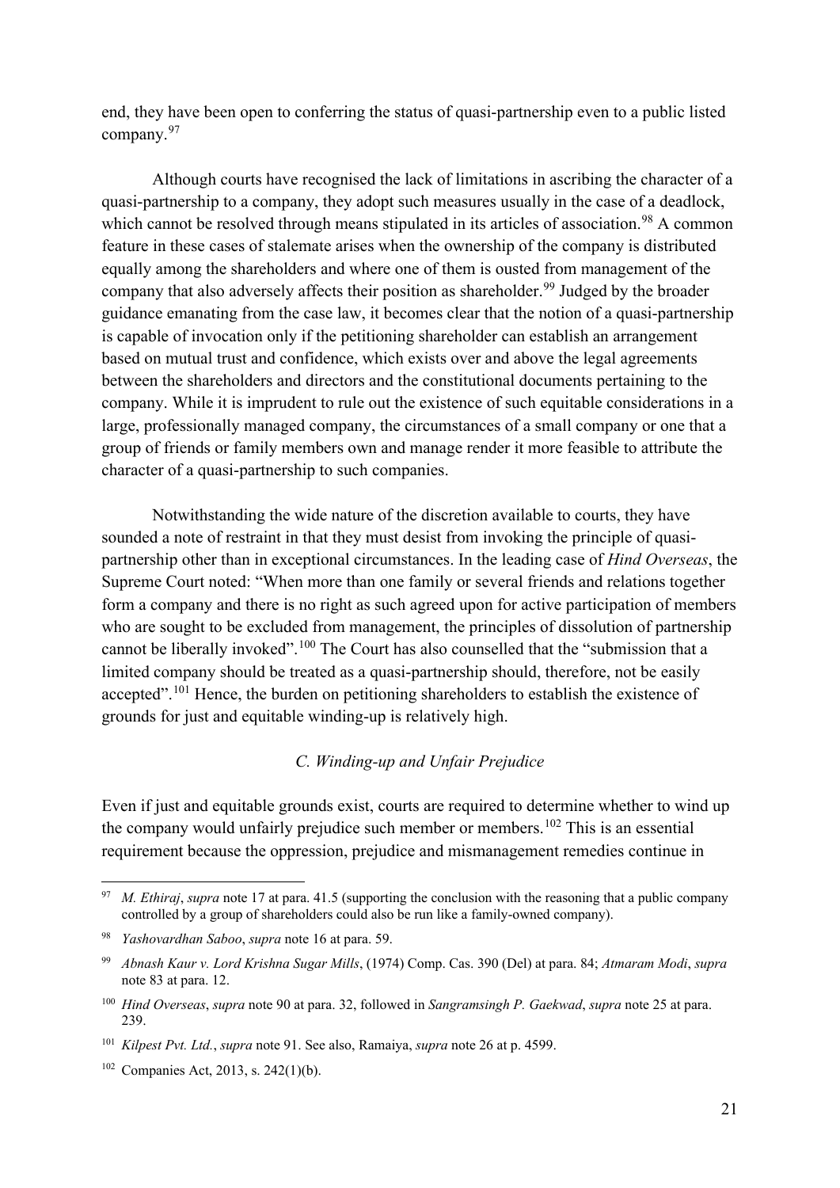end, they have been open to conferring the status of quasi-partnership even to a public listed company.[97]

Although courts have recognised the lack of limitations in ascribing the character of a quasi-partnership to a company, they adopt such measures usually in the case of a deadlock, which cannot be resolved through means stipulated in its articles of association.[98] A common feature in these cases of stalemate arises when the ownership of the company is distributed equally among the shareholders and where one of them is ousted from management of the company that also adversely affects their position as shareholder.[99] Judged by the broader guidance emanating from the case law, it becomes clear that the notion of a quasi-partnership is capable of invocation only if the petitioning shareholder can establish an arrangement based on mutual trust and confidence, which exists over and above the legal agreements between the shareholders and directors and the constitutional documents pertaining to the company. While it is imprudent to rule out the existence of such equitable considerations in a large, professionally managed company, the circumstances of a small company or one that a group of friends or family members own and manage render it more feasible to attribute the character of a quasi-partnership to such companies.

Notwithstanding the wide nature of the discretion available to courts, they have sounded a note of restraint in that they must desist from invoking the principle of quasi-partnership other than in exceptional circumstances. In the leading case of *Hind Overseas*, the Supreme Court noted: "When more than one family or several friends and relations together form a company and there is no right as such agreed upon for active participation of members who are sought to be excluded from management, the principles of dissolution of partnership cannot be liberally invoked".[100] The Court has also counselled that the "submission that a limited company should be treated as a quasi-partnership should, therefore, not be easily accepted".[101] Hence, the burden on petitioning shareholders to establish the existence of grounds for just and equitable winding-up is relatively high.

### *C. Winding-up and Unfair Prejudice*

Even if just and equitable grounds exist, courts are required to determine whether to wind up the company would unfairly prejudice such member or members.[102] This is an essential requirement because the oppression, prejudice and mismanagement remedies continue in

---

[97] *M. Ethiraj*, *supra* note 17 at para. 41.5 (supporting the conclusion with the reasoning that a public company controlled by a group of shareholders could also be run like a family-owned company).

[98] *Yashovardhan Saboo*, *supra* note 16 at para. 59.

[99] *Abnash Kaur v. Lord Krishna Sugar Mills*, (1974) Comp. Cas. 390 (Del) at para. 84; *Atmaram Modi*, *supra* note 83 at para. 12.

[100] *Hind Overseas*, *supra* note 90 at para. 32, followed in *Sangramsingh P. Gaekwad*, *supra* note 25 at para. 239.

[101] *Kilpest Pvt. Ltd.*, *supra* note 91. See also, Ramaiya, *supra* note 26 at p. 4599.

[102] Companies Act, 2013, s. 242(1)(b).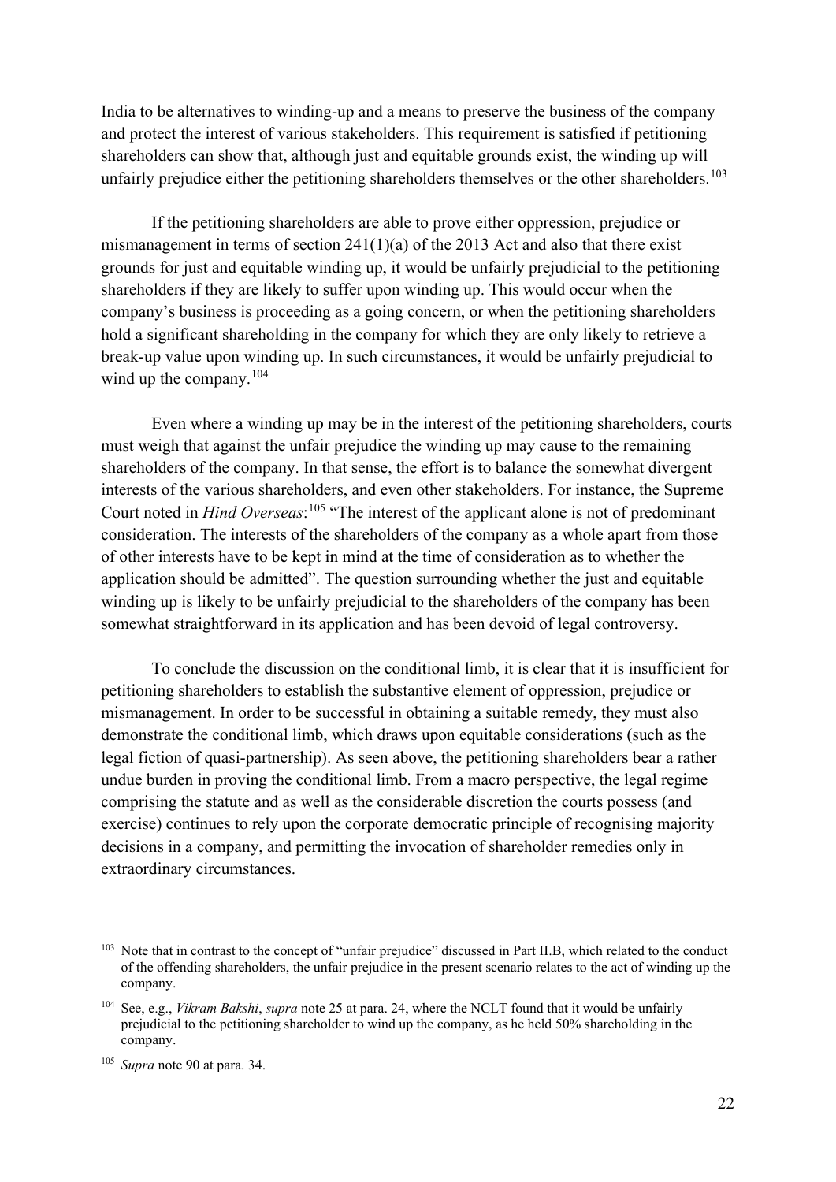India to be alternatives to winding-up and a means to preserve the business of the company and protect the interest of various stakeholders. This requirement is satisfied if petitioning shareholders can show that, although just and equitable grounds exist, the winding up will unfairly prejudice either the petitioning shareholders themselves or the other shareholders.[103]

If the petitioning shareholders are able to prove either oppression, prejudice or mismanagement in terms of section 241(1)(a) of the 2013 Act and also that there exist grounds for just and equitable winding up, it would be unfairly prejudicial to the petitioning shareholders if they are likely to suffer upon winding up. This would occur when the company's business is proceeding as a going concern, or when the petitioning shareholders hold a significant shareholding in the company for which they are only likely to retrieve a break-up value upon winding up. In such circumstances, it would be unfairly prejudicial to wind up the company.[104]

Even where a winding up may be in the interest of the petitioning shareholders, courts must weigh that against the unfair prejudice the winding up may cause to the remaining shareholders of the company. In that sense, the effort is to balance the somewhat divergent interests of the various shareholders, and even other stakeholders. For instance, the Supreme Court noted in *Hind Overseas*:[105] "The interest of the applicant alone is not of predominant consideration. The interests of the shareholders of the company as a whole apart from those of other interests have to be kept in mind at the time of consideration as to whether the application should be admitted". The question surrounding whether the just and equitable winding up is likely to be unfairly prejudicial to the shareholders of the company has been somewhat straightforward in its application and has been devoid of legal controversy.

To conclude the discussion on the conditional limb, it is clear that it is insufficient for petitioning shareholders to establish the substantive element of oppression, prejudice or mismanagement. In order to be successful in obtaining a suitable remedy, they must also demonstrate the conditional limb, which draws upon equitable considerations (such as the legal fiction of quasi-partnership). As seen above, the petitioning shareholders bear a rather undue burden in proving the conditional limb. From a macro perspective, the legal regime comprising the statute and as well as the considerable discretion the courts possess (and exercise) continues to rely upon the corporate democratic principle of recognising majority decisions in a company, and permitting the invocation of shareholder remedies only in extraordinary circumstances.

---

[103] Note that in contrast to the concept of "unfair prejudice" discussed in Part II.B, which related to the conduct of the offending shareholders, the unfair prejudice in the present scenario relates to the act of winding up the company.

[104] See, e.g., *Vikram Bakshi*, *supra* note 25 at para. 24, where the NCLT found that it would be unfairly prejudicial to the petitioning shareholder to wind up the company, as he held 50% shareholding in the company.

[105] *Supra* note 90 at para. 34.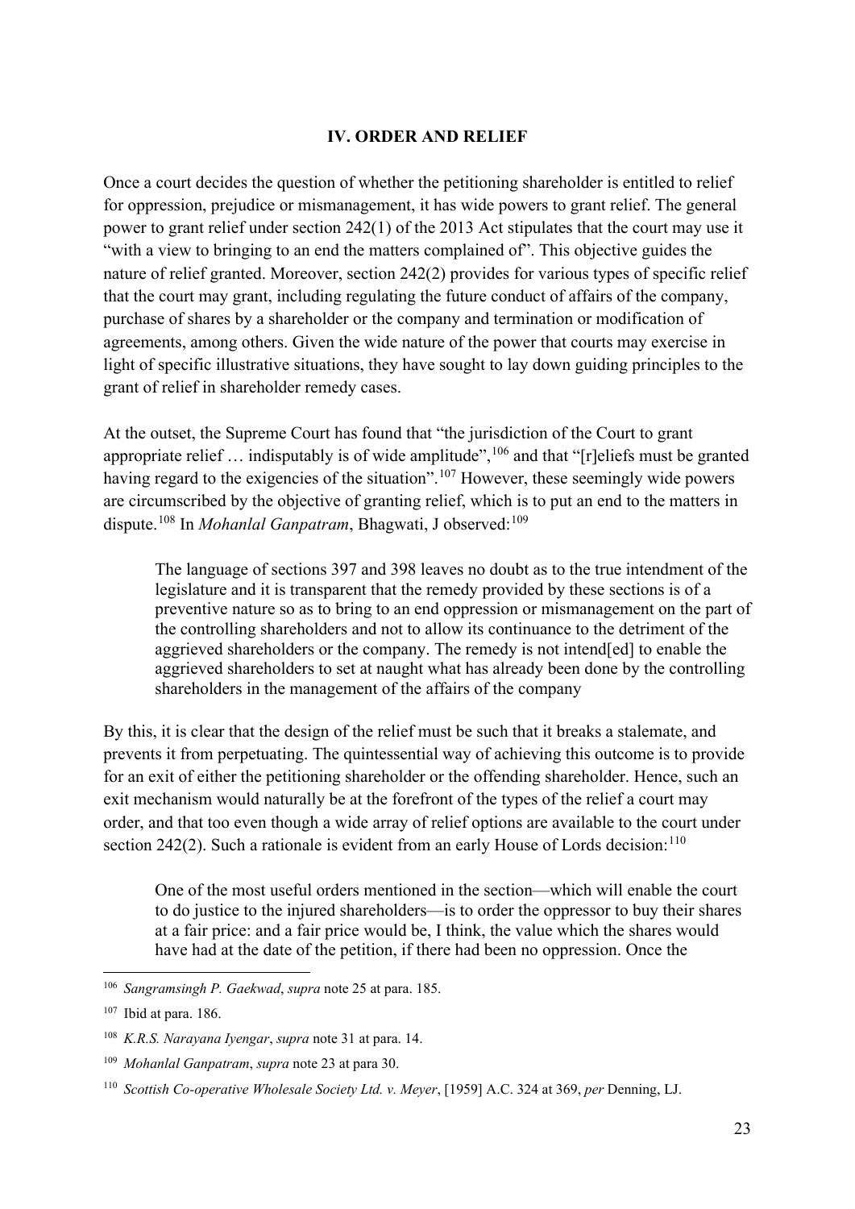## IV. ORDER AND RELIEF

Once a court decides the question of whether the petitioning shareholder is entitled to relief for oppression, prejudice or mismanagement, it has wide powers to grant relief. The general power to grant relief under section 242(1) of the 2013 Act stipulates that the court may use it "with a view to bringing to an end the matters complained of". This objective guides the nature of relief granted. Moreover, section 242(2) provides for various types of specific relief that the court may grant, including regulating the future conduct of affairs of the company, purchase of shares by a shareholder or the company and termination or modification of agreements, among others. Given the wide nature of the power that courts may exercise in light of specific illustrative situations, they have sought to lay down guiding principles to the grant of relief in shareholder remedy cases.

At the outset, the Supreme Court has found that "the jurisdiction of the Court to grant appropriate relief … indisputably is of wide amplitude",[106] and that "[r]eliefs must be granted having regard to the exigencies of the situation".[107] However, these seemingly wide powers are circumscribed by the objective of granting relief, which is to put an end to the matters in dispute.[108] In *Mohanlal Ganpatram*, Bhagwati, J observed:[109]

> The language of sections 397 and 398 leaves no doubt as to the true intendment of the legislature and it is transparent that the remedy provided by these sections is of a preventive nature so as to bring to an end oppression or mismanagement on the part of the controlling shareholders and not to allow its continuance to the detriment of the aggrieved shareholders or the company. The remedy is not intend[ed] to enable the aggrieved shareholders to set at naught what has already been done by the controlling shareholders in the management of the affairs of the company

By this, it is clear that the design of the relief must be such that it breaks a stalemate, and prevents it from perpetuating. The quintessential way of achieving this outcome is to provide for an exit of either the petitioning shareholder or the offending shareholder. Hence, such an exit mechanism would naturally be at the forefront of the types of the relief a court may order, and that too even though a wide array of relief options are available to the court under section 242(2). Such a rationale is evident from an early House of Lords decision:[110]

> One of the most useful orders mentioned in the section—which will enable the court to do justice to the injured shareholders—is to order the oppressor to buy their shares at a fair price: and a fair price would be, I think, the value which the shares would have had at the date of the petition, if there had been no oppression. Once the

---

[106] *Sangramsingh P. Gaekwad*, *supra* note 25 at para. 185.

[107] Ibid at para. 186.

[108] *K.R.S. Narayana Iyengar*, *supra* note 31 at para. 14.

[109] *Mohanlal Ganpatram*, *supra* note 23 at para 30.

[110] *Scottish Co-operative Wholesale Society Ltd. v. Meyer*, [1959] A.C. 324 at 369, *per* Denning, LJ.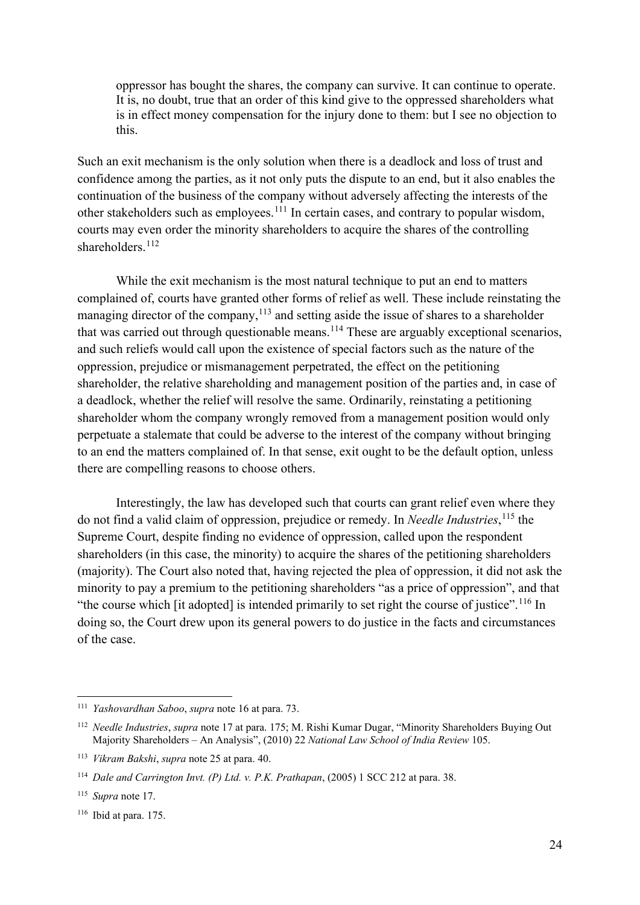> oppressor has bought the shares, the company can survive. It can continue to operate. It is, no doubt, true that an order of this kind give to the oppressed shareholders what is in effect money compensation for the injury done to them: but I see no objection to this.

Such an exit mechanism is the only solution when there is a deadlock and loss of trust and confidence among the parties, as it not only puts the dispute to an end, but it also enables the continuation of the business of the company without adversely affecting the interests of the other stakeholders such as employees.[111] In certain cases, and contrary to popular wisdom, courts may even order the minority shareholders to acquire the shares of the controlling shareholders.[112]

While the exit mechanism is the most natural technique to put an end to matters complained of, courts have granted other forms of relief as well. These include reinstating the managing director of the company,[113] and setting aside the issue of shares to a shareholder that was carried out through questionable means.[114] These are arguably exceptional scenarios, and such reliefs would call upon the existence of special factors such as the nature of the oppression, prejudice or mismanagement perpetrated, the effect on the petitioning shareholder, the relative shareholding and management position of the parties and, in case of a deadlock, whether the relief will resolve the same. Ordinarily, reinstating a petitioning shareholder whom the company wrongly removed from a management position would only perpetuate a stalemate that could be adverse to the interest of the company without bringing to an end the matters complained of. In that sense, exit ought to be the default option, unless there are compelling reasons to choose others.

Interestingly, the law has developed such that courts can grant relief even where they do not find a valid claim of oppression, prejudice or remedy. In *Needle Industries*,[115] the Supreme Court, despite finding no evidence of oppression, called upon the respondent shareholders (in this case, the minority) to acquire the shares of the petitioning shareholders (majority). The Court also noted that, having rejected the plea of oppression, it did not ask the minority to pay a premium to the petitioning shareholders "as a price of oppression", and that "the course which [it adopted] is intended primarily to set right the course of justice".[116] In doing so, the Court drew upon its general powers to do justice in the facts and circumstances of the case.

---

[111] *Yashovardhan Saboo*, *supra* note 16 at para. 73.

[112] *Needle Industries*, *supra* note 17 at para. 175; M. Rishi Kumar Dugar, "Minority Shareholders Buying Out Majority Shareholders – An Analysis", (2010) 22 *National Law School of India Review* 105.

[113] *Vikram Bakshi*, *supra* note 25 at para. 40.

[114] *Dale and Carrington Invt. (P) Ltd. v. P.K. Prathapan*, (2005) 1 SCC 212 at para. 38.

[115] *Supra* note 17.

[116] Ibid at para. 175.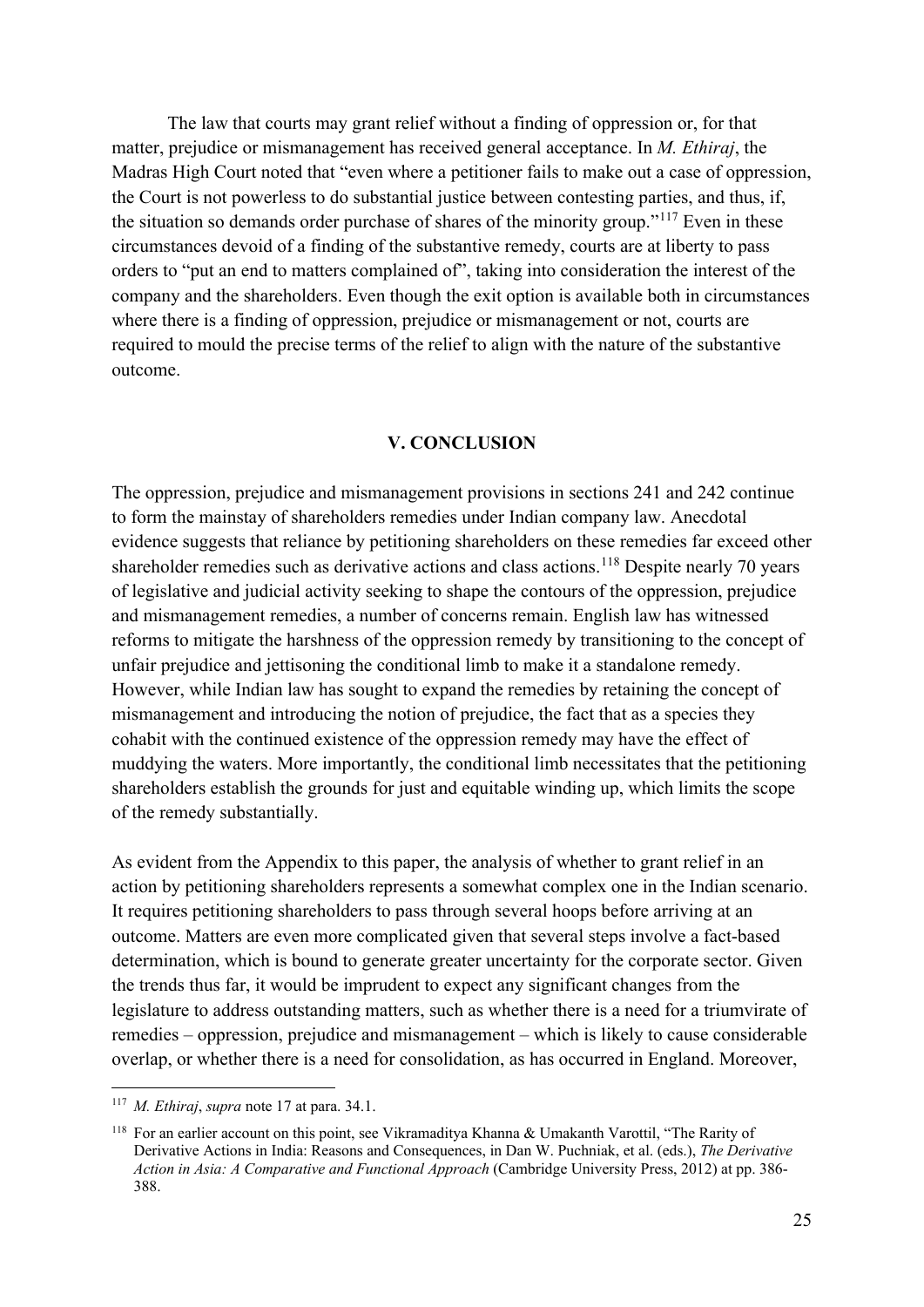The law that courts may grant relief without a finding of oppression or, for that matter, prejudice or mismanagement has received general acceptance. In *M. Ethiraj*, the Madras High Court noted that "even where a petitioner fails to make out a case of oppression, the Court is not powerless to do substantial justice between contesting parties, and thus, if, the situation so demands order purchase of shares of the minority group."[117] Even in these circumstances devoid of a finding of the substantive remedy, courts are at liberty to pass orders to "put an end to matters complained of", taking into consideration the interest of the company and the shareholders. Even though the exit option is available both in circumstances where there is a finding of oppression, prejudice or mismanagement or not, courts are required to mould the precise terms of the relief to align with the nature of the substantive outcome.

## V. CONCLUSION

The oppression, prejudice and mismanagement provisions in sections 241 and 242 continue to form the mainstay of shareholders remedies under Indian company law. Anecdotal evidence suggests that reliance by petitioning shareholders on these remedies far exceed other shareholder remedies such as derivative actions and class actions.[118] Despite nearly 70 years of legislative and judicial activity seeking to shape the contours of the oppression, prejudice and mismanagement remedies, a number of concerns remain. English law has witnessed reforms to mitigate the harshness of the oppression remedy by transitioning to the concept of unfair prejudice and jettisoning the conditional limb to make it a standalone remedy. However, while Indian law has sought to expand the remedies by retaining the concept of mismanagement and introducing the notion of prejudice, the fact that as a species they cohabit with the continued existence of the oppression remedy may have the effect of muddying the waters. More importantly, the conditional limb necessitates that the petitioning shareholders establish the grounds for just and equitable winding up, which limits the scope of the remedy substantially.

As evident from the Appendix to this paper, the analysis of whether to grant relief in an action by petitioning shareholders represents a somewhat complex one in the Indian scenario. It requires petitioning shareholders to pass through several hoops before arriving at an outcome. Matters are even more complicated given that several steps involve a fact-based determination, which is bound to generate greater uncertainty for the corporate sector. Given the trends thus far, it would be imprudent to expect any significant changes from the legislature to address outstanding matters, such as whether there is a need for a triumvirate of remedies – oppression, prejudice and mismanagement – which is likely to cause considerable overlap, or whether there is a need for consolidation, as has occurred in England. Moreover,

---

[117] *M. Ethiraj*, *supra* note 17 at para. 34.1.

[118] For an earlier account on this point, see Vikramaditya Khanna & Umakanth Varottil, "The Rarity of Derivative Actions in India: Reasons and Consequences, in Dan W. Puchniak, et al. (eds.), *The Derivative Action in Asia: A Comparative and Functional Approach* (Cambridge University Press, 2012) at pp. 386-388.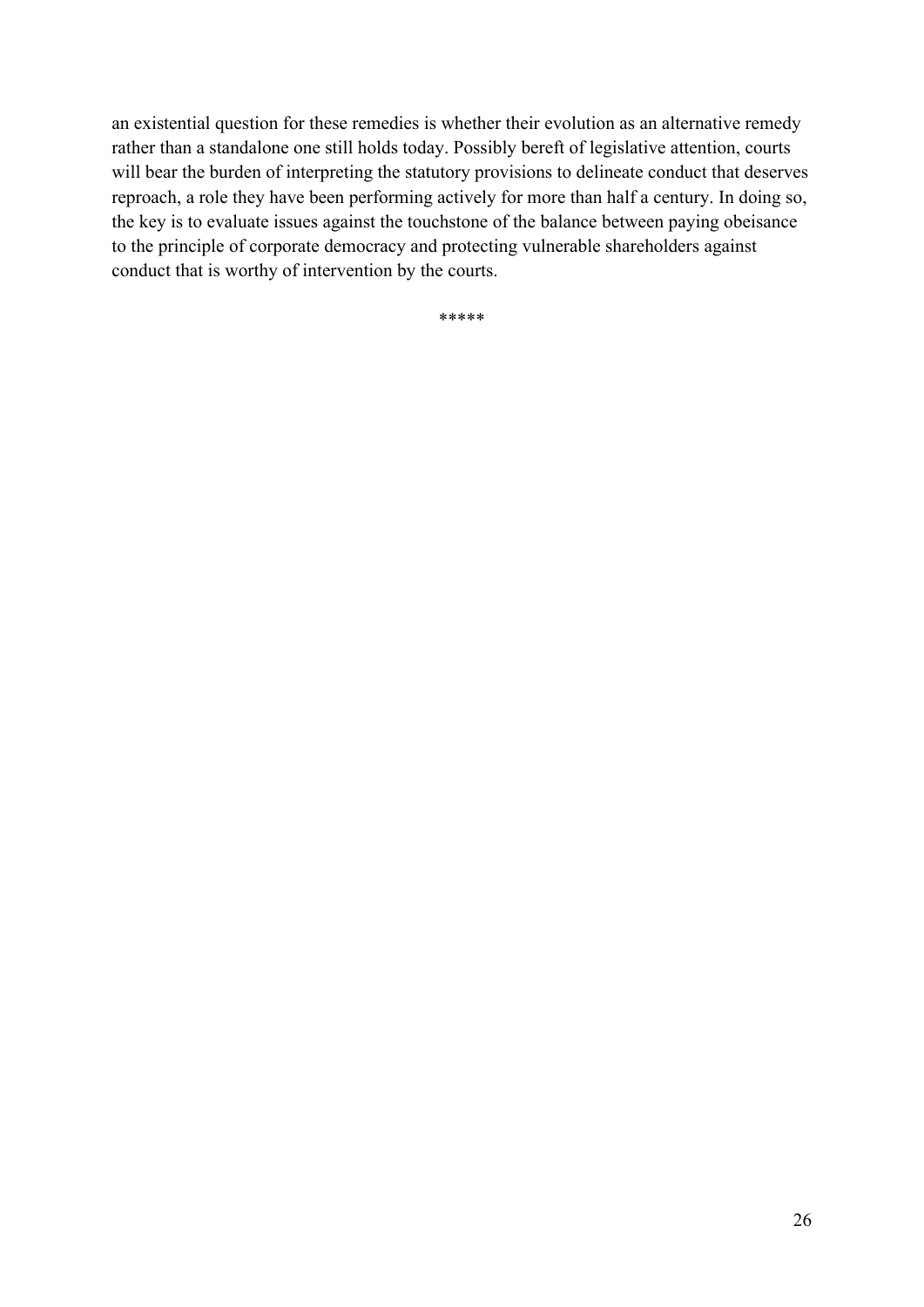an existential question for these remedies is whether their evolution as an alternative remedy rather than a standalone one still holds today. Possibly bereft of legislative attention, courts will bear the burden of interpreting the statutory provisions to delineate conduct that deserves reproach, a role they have been performing actively for more than half a century. In doing so, the key is to evaluate issues against the touchstone of the balance between paying obeisance to the principle of corporate democracy and protecting vulnerable shareholders against conduct that is worthy of intervention by the courts.

*****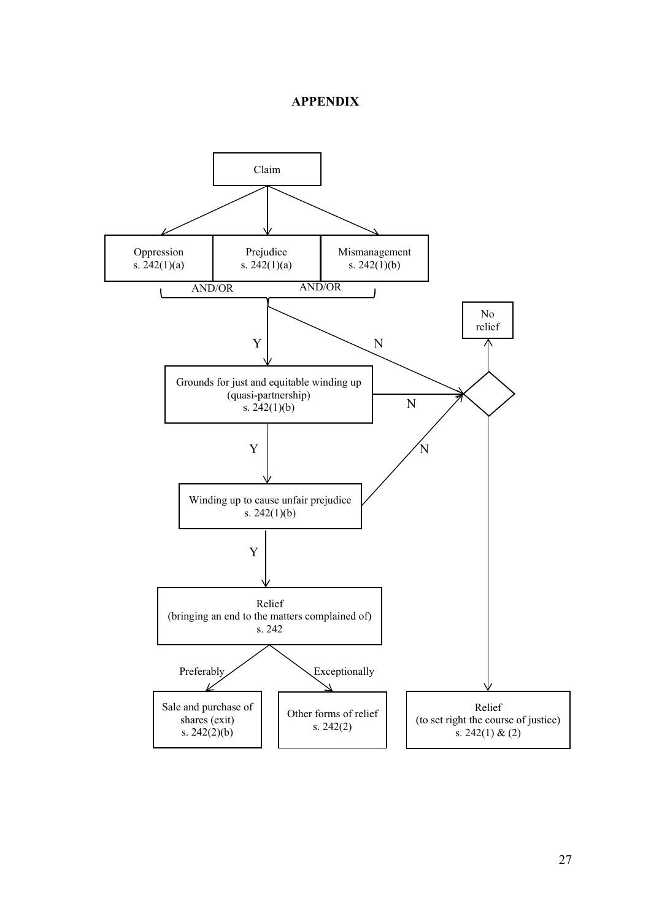# APPENDIX

Claim

Oppression
s. 242(1)(a)

Prejudice
s. 242(1)(a)

Mismanagement
s. 242(1)(b)

AND/OR

AND/OR

Y

N

No relief

Grounds for just and equitable winding up
(quasi-partnership)
s. 242(1)(b)

N

Y

N

Winding up to cause unfair prejudice
s. 242(1)(b)

Y

Relief
(bringing an end to the matters complained of)
s. 242

Preferably

Exceptionally

Sale and purchase of shares (exit)
s. 242(2)(b)

Other forms of relief
s. 242(2)

Relief
(to set right the course of justice)
s. 242(1) & (2)